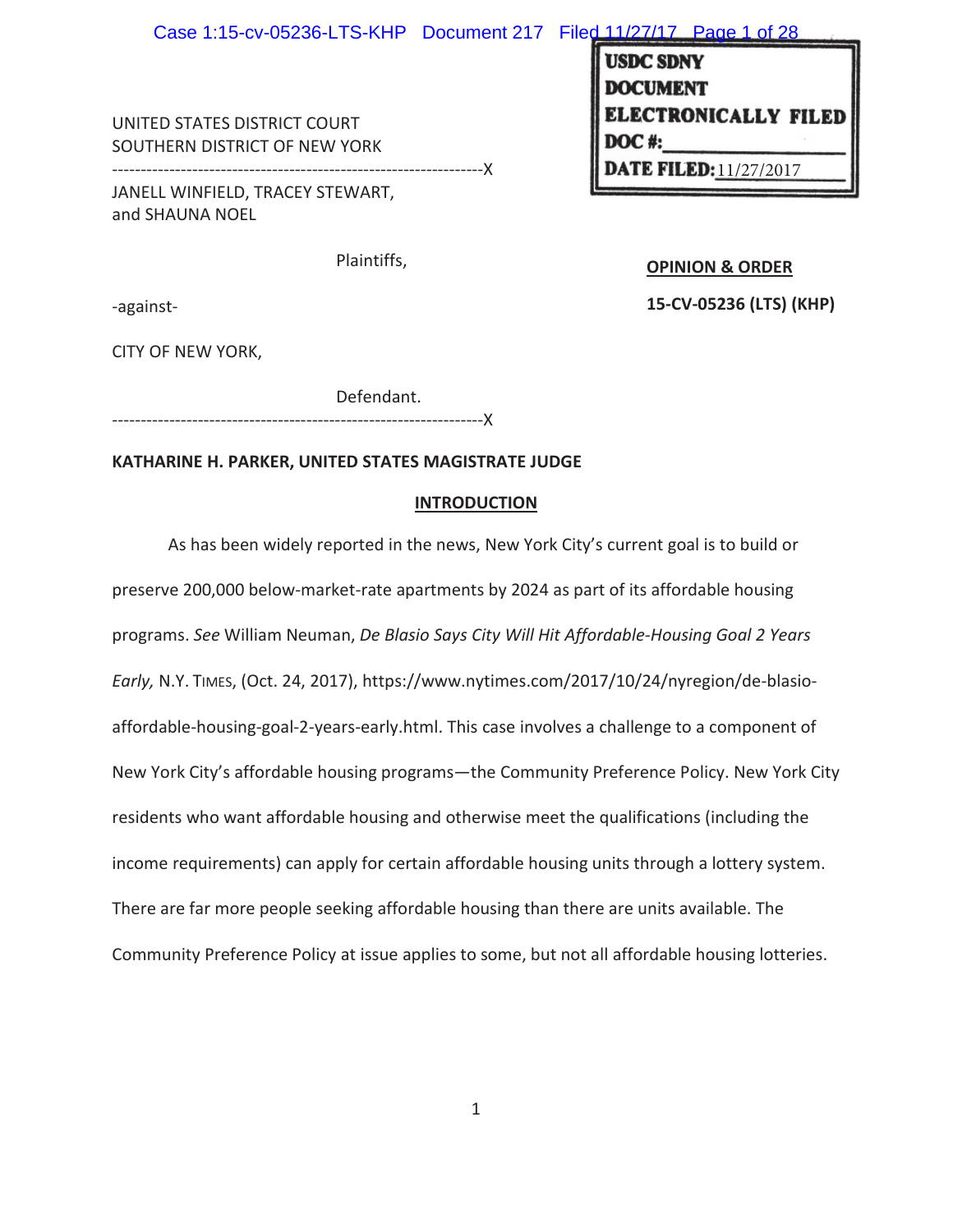USDC SDNY
DOCUMENT
ELECTRONICALLY FILED
DOC #:
DATE FILED: 11/27/2017

UNITED STATES DISTRICT COURT
SOUTHERN DISTRICT OF NEW YORK

-----------------------------------------------------------------X

JANELL WINFIELD, TRACEY STEWART, and SHAUNA NOEL

Plaintiffs,

-against-

CITY OF NEW YORK,

Defendant.

-----------------------------------------------------------------X

**OPINION & ORDER**

**15-CV-05236 (LTS) (KHP)**

**KATHARINE H. PARKER, UNITED STATES MAGISTRATE JUDGE**

## INTRODUCTION

As has been widely reported in the news, New York City's current goal is to build or preserve 200,000 below-market-rate apartments by 2024 as part of its affordable housing programs. *See* William Neuman, *De Blasio Says City Will Hit Affordable-Housing Goal 2 Years Early,* N.Y. TIMES, (Oct. 24, 2017), https://www.nytimes.com/2017/10/24/nyregion/de-blasio-affordable-housing-goal-2-years-early.html. This case involves a challenge to a component of New York City's affordable housing programs—the Community Preference Policy. New York City residents who want affordable housing and otherwise meet the qualifications (including the income requirements) can apply for certain affordable housing units through a lottery system. There are far more people seeking affordable housing than there are units available. The Community Preference Policy at issue applies to some, but not all affordable housing lotteries.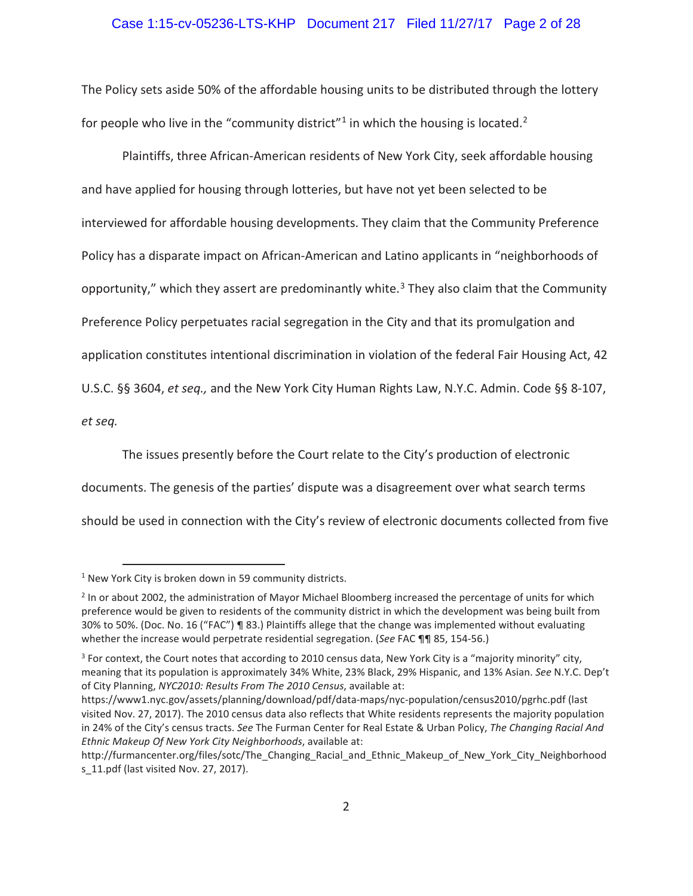The Policy sets aside 50% of the affordable housing units to be distributed through the lottery for people who live in the "community district"[1] in which the housing is located.[2]

Plaintiffs, three African-American residents of New York City, seek affordable housing and have applied for housing through lotteries, but have not yet been selected to be interviewed for affordable housing developments. They claim that the Community Preference Policy has a disparate impact on African-American and Latino applicants in "neighborhoods of opportunity," which they assert are predominantly white.[3] They also claim that the Community Preference Policy perpetuates racial segregation in the City and that its promulgation and application constitutes intentional discrimination in violation of the federal Fair Housing Act, 42 U.S.C. §§ 3604, *et seq.,* and the New York City Human Rights Law, N.Y.C. Admin. Code §§ 8-107, *et seq.*

The issues presently before the Court relate to the City's production of electronic documents. The genesis of the parties' dispute was a disagreement over what search terms should be used in connection with the City's review of electronic documents collected from five

---

[1] New York City is broken down in 59 community districts.

[2] In or about 2002, the administration of Mayor Michael Bloomberg increased the percentage of units for which preference would be given to residents of the community district in which the development was being built from 30% to 50%. (Doc. No. 16 ("FAC") ¶ 83.) Plaintiffs allege that the change was implemented without evaluating whether the increase would perpetrate residential segregation. (*See* FAC ¶¶ 85, 154-56.)

[3] For context, the Court notes that according to 2010 census data, New York City is a "majority minority" city, meaning that its population is approximately 34% White, 23% Black, 29% Hispanic, and 13% Asian. *See* N.Y.C. Dep't of City Planning, *NYC2010: Results From The 2010 Census*, available at: https://www1.nyc.gov/assets/planning/download/pdf/data-maps/nyc-population/census2010/pgrhc.pdf (last visited Nov. 27, 2017). The 2010 census data also reflects that White residents represents the majority population in 24% of the City's census tracts. *See* The Furman Center for Real Estate & Urban Policy, *The Changing Racial And Ethnic Makeup Of New York City Neighborhoods*, available at: http://furmancenter.org/files/sotc/The_Changing_Racial_and_Ethnic_Makeup_of_New_York_City_Neighborhoods_11.pdf (last visited Nov. 27, 2017).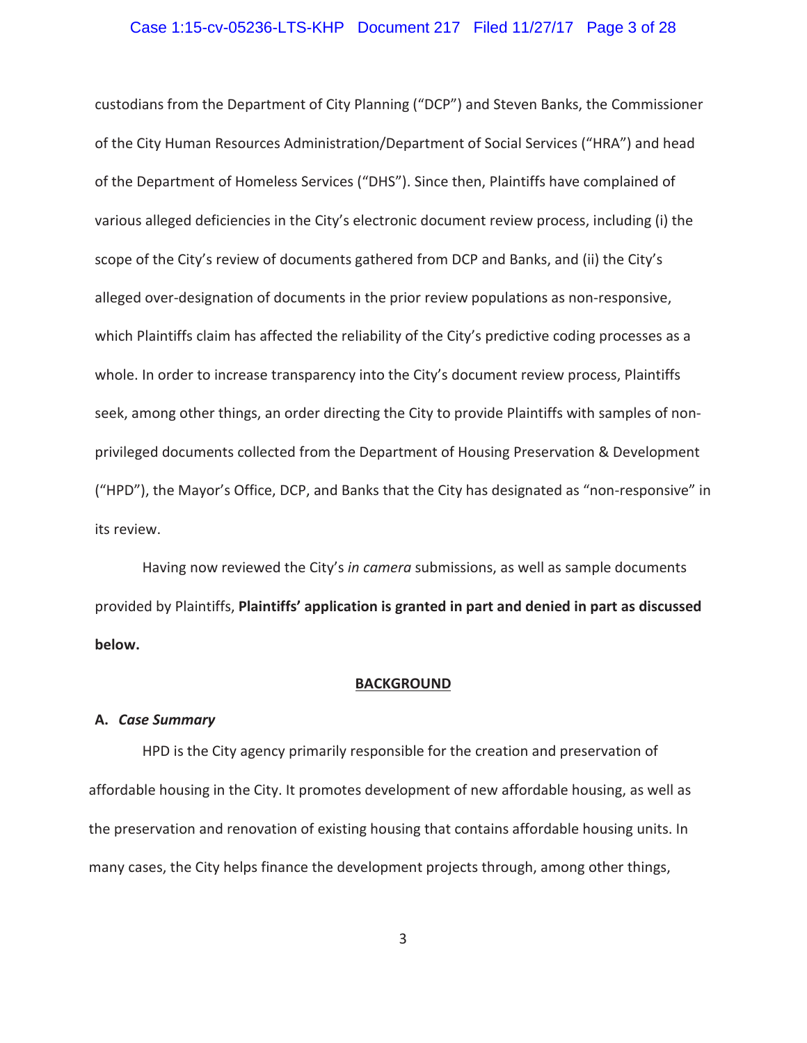custodians from the Department of City Planning ("DCP") and Steven Banks, the Commissioner of the City Human Resources Administration/Department of Social Services ("HRA") and head of the Department of Homeless Services ("DHS"). Since then, Plaintiffs have complained of various alleged deficiencies in the City's electronic document review process, including (i) the scope of the City's review of documents gathered from DCP and Banks, and (ii) the City's alleged over-designation of documents in the prior review populations as non-responsive, which Plaintiffs claim has affected the reliability of the City's predictive coding processes as a whole. In order to increase transparency into the City's document review process, Plaintiffs seek, among other things, an order directing the City to provide Plaintiffs with samples of non-privileged documents collected from the Department of Housing Preservation & Development ("HPD"), the Mayor's Office, DCP, and Banks that the City has designated as "non-responsive" in its review.

Having now reviewed the City's *in camera* submissions, as well as sample documents provided by Plaintiffs, **Plaintiffs' application is granted in part and denied in part as discussed below.**

## BACKGROUND

### A. *Case Summary*

HPD is the City agency primarily responsible for the creation and preservation of affordable housing in the City. It promotes development of new affordable housing, as well as the preservation and renovation of existing housing that contains affordable housing units. In many cases, the City helps finance the development projects through, among other things,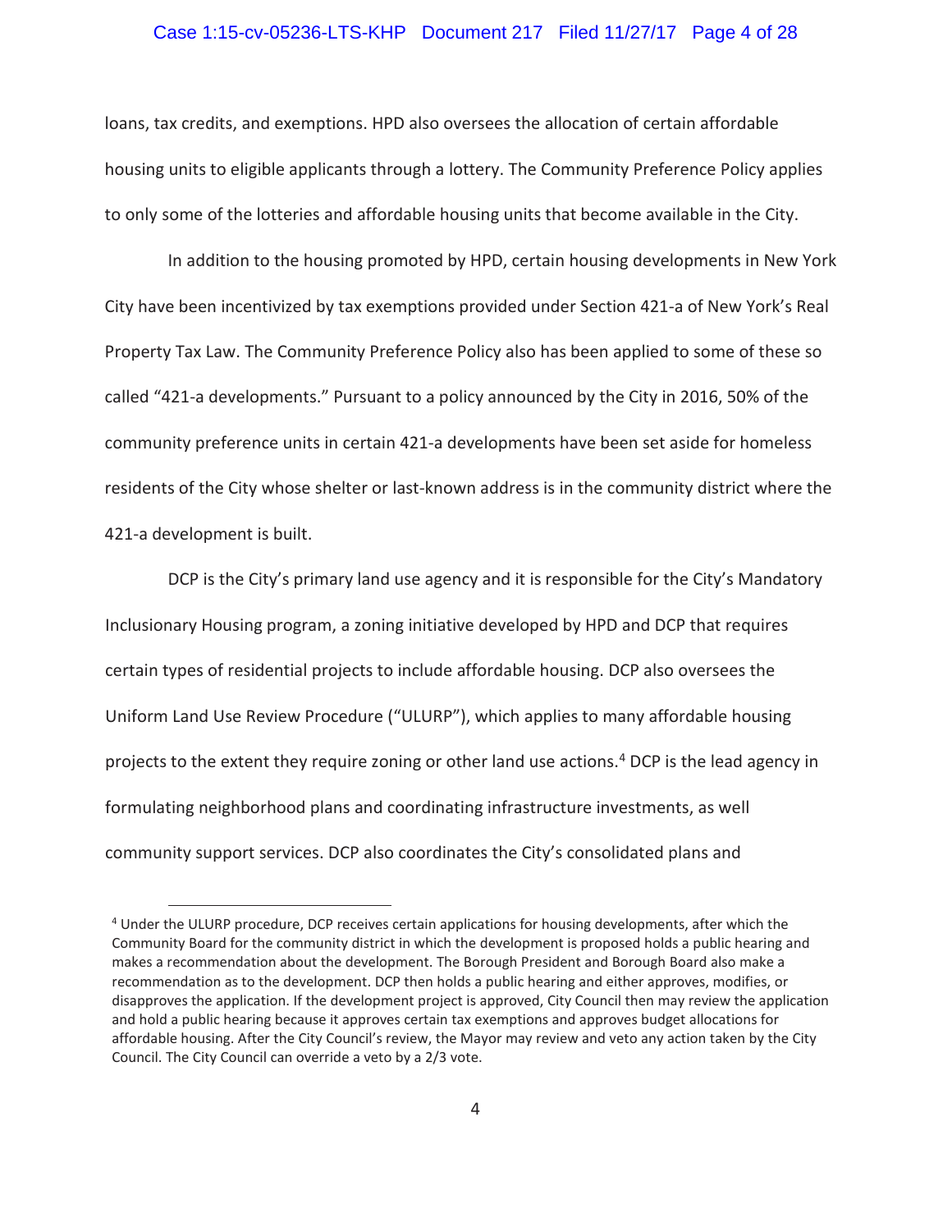loans, tax credits, and exemptions. HPD also oversees the allocation of certain affordable housing units to eligible applicants through a lottery. The Community Preference Policy applies to only some of the lotteries and affordable housing units that become available in the City.

In addition to the housing promoted by HPD, certain housing developments in New York City have been incentivized by tax exemptions provided under Section 421-a of New York's Real Property Tax Law. The Community Preference Policy also has been applied to some of these so called "421-a developments." Pursuant to a policy announced by the City in 2016, 50% of the community preference units in certain 421-a developments have been set aside for homeless residents of the City whose shelter or last-known address is in the community district where the 421-a development is built.

DCP is the City's primary land use agency and it is responsible for the City's Mandatory Inclusionary Housing program, a zoning initiative developed by HPD and DCP that requires certain types of residential projects to include affordable housing. DCP also oversees the Uniform Land Use Review Procedure ("ULURP"), which applies to many affordable housing projects to the extent they require zoning or other land use actions.[4] DCP is the lead agency in formulating neighborhood plans and coordinating infrastructure investments, as well community support services. DCP also coordinates the City's consolidated plans and

---

[4] Under the ULURP procedure, DCP receives certain applications for housing developments, after which the Community Board for the community district in which the development is proposed holds a public hearing and makes a recommendation about the development. The Borough President and Borough Board also make a recommendation as to the development. DCP then holds a public hearing and either approves, modifies, or disapproves the application. If the development project is approved, City Council then may review the application and hold a public hearing because it approves certain tax exemptions and approves budget allocations for affordable housing. After the City Council's review, the Mayor may review and veto any action taken by the City Council. The City Council can override a veto by a 2/3 vote.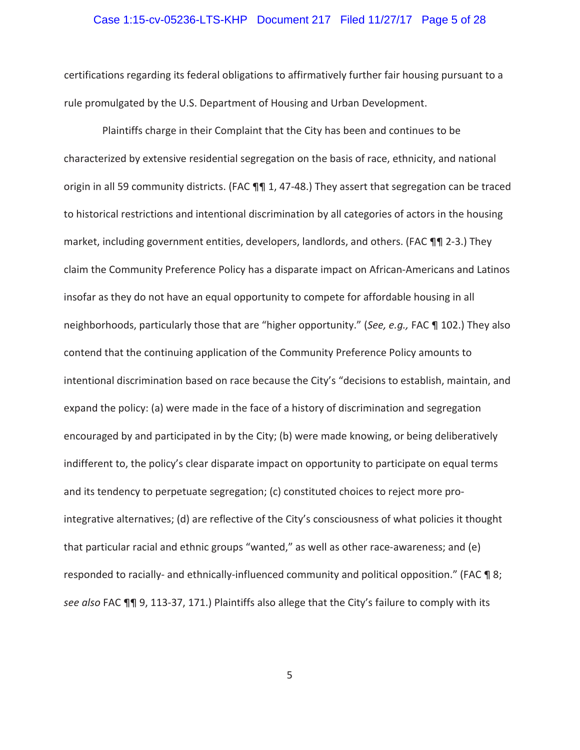certifications regarding its federal obligations to affirmatively further fair housing pursuant to a rule promulgated by the U.S. Department of Housing and Urban Development.

Plaintiffs charge in their Complaint that the City has been and continues to be characterized by extensive residential segregation on the basis of race, ethnicity, and national origin in all 59 community districts. (FAC ¶¶ 1, 47-48.) They assert that segregation can be traced to historical restrictions and intentional discrimination by all categories of actors in the housing market, including government entities, developers, landlords, and others. (FAC ¶¶ 2-3.) They claim the Community Preference Policy has a disparate impact on African-Americans and Latinos insofar as they do not have an equal opportunity to compete for affordable housing in all neighborhoods, particularly those that are "higher opportunity." (*See, e.g.,* FAC ¶ 102.) They also contend that the continuing application of the Community Preference Policy amounts to intentional discrimination based on race because the City's "decisions to establish, maintain, and expand the policy: (a) were made in the face of a history of discrimination and segregation encouraged by and participated in by the City; (b) were made knowing, or being deliberatively indifferent to, the policy's clear disparate impact on opportunity to participate on equal terms and its tendency to perpetuate segregation; (c) constituted choices to reject more pro-integrative alternatives; (d) are reflective of the City's consciousness of what policies it thought that particular racial and ethnic groups "wanted," as well as other race-awareness; and (e) responded to racially- and ethnically-influenced community and political opposition." (FAC ¶ 8; *see also* FAC ¶¶ 9, 113-37, 171.) Plaintiffs also allege that the City's failure to comply with its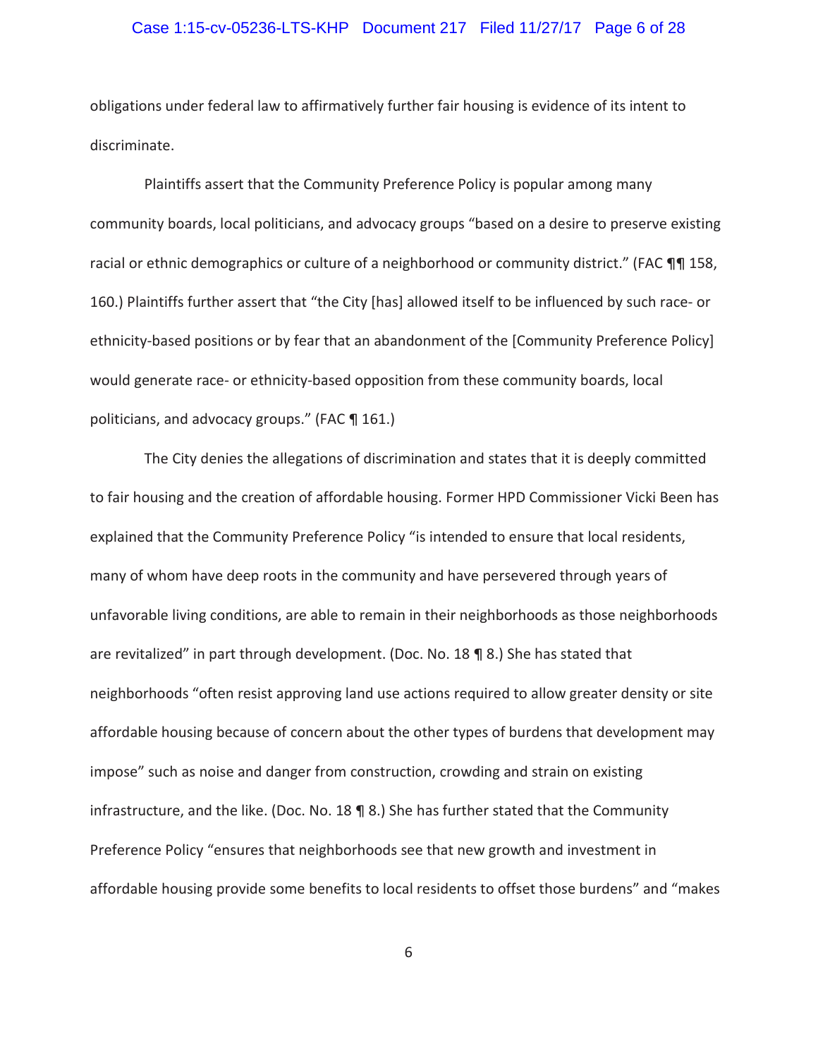obligations under federal law to affirmatively further fair housing is evidence of its intent to discriminate.

Plaintiffs assert that the Community Preference Policy is popular among many community boards, local politicians, and advocacy groups "based on a desire to preserve existing racial or ethnic demographics or culture of a neighborhood or community district." (FAC ¶¶ 158, 160.) Plaintiffs further assert that "the City [has] allowed itself to be influenced by such race- or ethnicity-based positions or by fear that an abandonment of the [Community Preference Policy] would generate race- or ethnicity-based opposition from these community boards, local politicians, and advocacy groups." (FAC ¶ 161.)

The City denies the allegations of discrimination and states that it is deeply committed to fair housing and the creation of affordable housing. Former HPD Commissioner Vicki Been has explained that the Community Preference Policy "is intended to ensure that local residents, many of whom have deep roots in the community and have persevered through years of unfavorable living conditions, are able to remain in their neighborhoods as those neighborhoods are revitalized" in part through development. (Doc. No. 18 ¶ 8.) She has stated that neighborhoods "often resist approving land use actions required to allow greater density or site affordable housing because of concern about the other types of burdens that development may impose" such as noise and danger from construction, crowding and strain on existing infrastructure, and the like. (Doc. No. 18 ¶ 8.) She has further stated that the Community Preference Policy "ensures that neighborhoods see that new growth and investment in affordable housing provide some benefits to local residents to offset those burdens" and "makes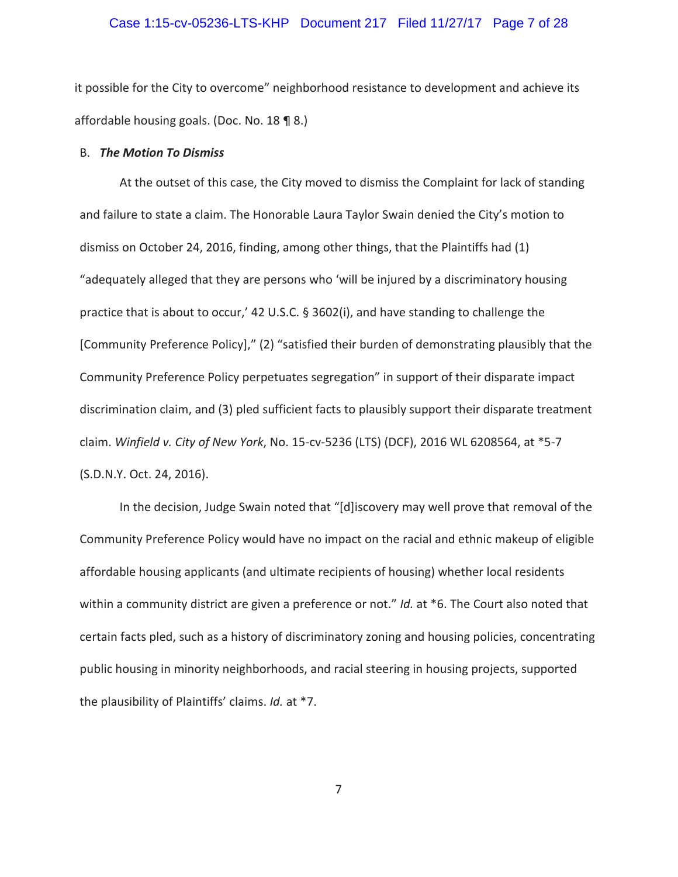it possible for the City to overcome" neighborhood resistance to development and achieve its affordable housing goals. (Doc. No. 18 ¶ 8.)

B. ***The Motion To Dismiss***

At the outset of this case, the City moved to dismiss the Complaint for lack of standing and failure to state a claim. The Honorable Laura Taylor Swain denied the City's motion to dismiss on October 24, 2016, finding, among other things, that the Plaintiffs had (1) "adequately alleged that they are persons who 'will be injured by a discriminatory housing practice that is about to occur,' 42 U.S.C. § 3602(i), and have standing to challenge the [Community Preference Policy]," (2) "satisfied their burden of demonstrating plausibly that the Community Preference Policy perpetuates segregation" in support of their disparate impact discrimination claim, and (3) pled sufficient facts to plausibly support their disparate treatment claim. *Winfield v. City of New York*, No. 15-cv-5236 (LTS) (DCF), 2016 WL 6208564, at *5-7 (S.D.N.Y. Oct. 24, 2016).

In the decision, Judge Swain noted that "[d]iscovery may well prove that removal of the Community Preference Policy would have no impact on the racial and ethnic makeup of eligible affordable housing applicants (and ultimate recipients of housing) whether local residents within a community district are given a preference or not." *Id.* at *6. The Court also noted that certain facts pled, such as a history of discriminatory zoning and housing policies, concentrating public housing in minority neighborhoods, and racial steering in housing projects, supported the plausibility of Plaintiffs' claims. *Id.* at *7.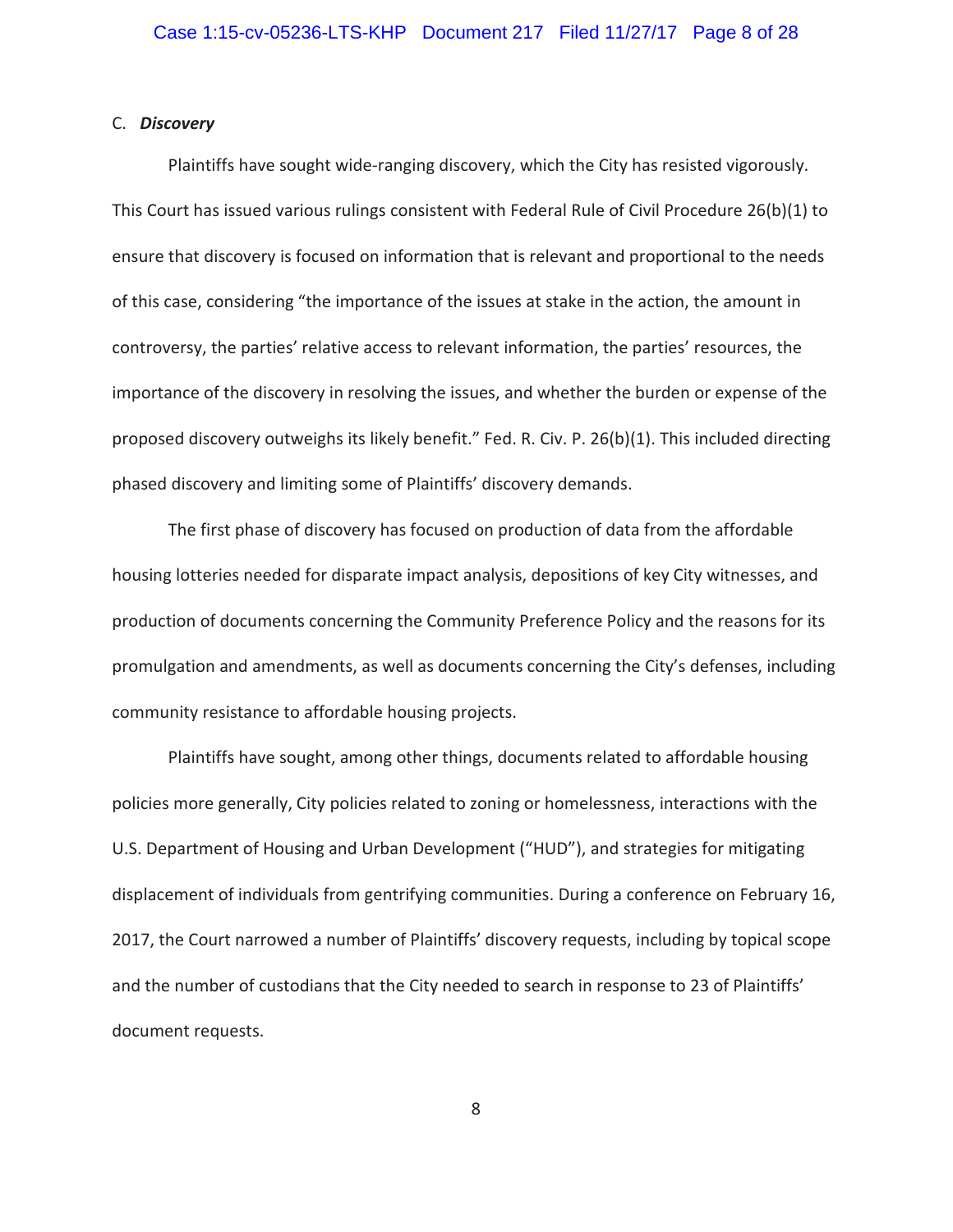### C. *Discovery*

Plaintiffs have sought wide-ranging discovery, which the City has resisted vigorously. This Court has issued various rulings consistent with Federal Rule of Civil Procedure 26(b)(1) to ensure that discovery is focused on information that is relevant and proportional to the needs of this case, considering "the importance of the issues at stake in the action, the amount in controversy, the parties' relative access to relevant information, the parties' resources, the importance of the discovery in resolving the issues, and whether the burden or expense of the proposed discovery outweighs its likely benefit." Fed. R. Civ. P. 26(b)(1). This included directing phased discovery and limiting some of Plaintiffs' discovery demands.

The first phase of discovery has focused on production of data from the affordable housing lotteries needed for disparate impact analysis, depositions of key City witnesses, and production of documents concerning the Community Preference Policy and the reasons for its promulgation and amendments, as well as documents concerning the City's defenses, including community resistance to affordable housing projects.

Plaintiffs have sought, among other things, documents related to affordable housing policies more generally, City policies related to zoning or homelessness, interactions with the U.S. Department of Housing and Urban Development ("HUD"), and strategies for mitigating displacement of individuals from gentrifying communities. During a conference on February 16, 2017, the Court narrowed a number of Plaintiffs' discovery requests, including by topical scope and the number of custodians that the City needed to search in response to 23 of Plaintiffs' document requests.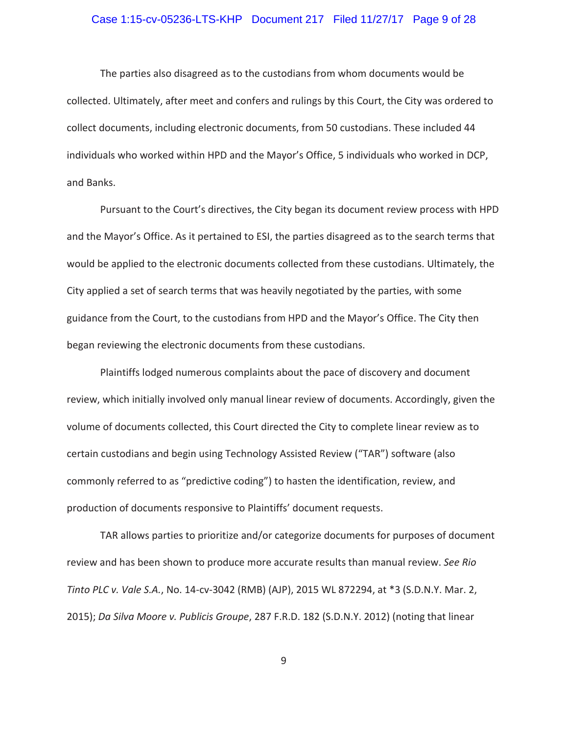The parties also disagreed as to the custodians from whom documents would be collected. Ultimately, after meet and confers and rulings by this Court, the City was ordered to collect documents, including electronic documents, from 50 custodians. These included 44 individuals who worked within HPD and the Mayor's Office, 5 individuals who worked in DCP, and Banks.

Pursuant to the Court's directives, the City began its document review process with HPD and the Mayor's Office. As it pertained to ESI, the parties disagreed as to the search terms that would be applied to the electronic documents collected from these custodians. Ultimately, the City applied a set of search terms that was heavily negotiated by the parties, with some guidance from the Court, to the custodians from HPD and the Mayor's Office. The City then began reviewing the electronic documents from these custodians.

Plaintiffs lodged numerous complaints about the pace of discovery and document review, which initially involved only manual linear review of documents. Accordingly, given the volume of documents collected, this Court directed the City to complete linear review as to certain custodians and begin using Technology Assisted Review ("TAR") software (also commonly referred to as "predictive coding") to hasten the identification, review, and production of documents responsive to Plaintiffs' document requests.

TAR allows parties to prioritize and/or categorize documents for purposes of document review and has been shown to produce more accurate results than manual review. *See Rio Tinto PLC v. Vale S.A.*, No. 14-cv-3042 (RMB) (AJP), 2015 WL 872294, at *3 (S.D.N.Y. Mar. 2, 2015); *Da Silva Moore v. Publicis Groupe*, 287 F.R.D. 182 (S.D.N.Y. 2012) (noting that linear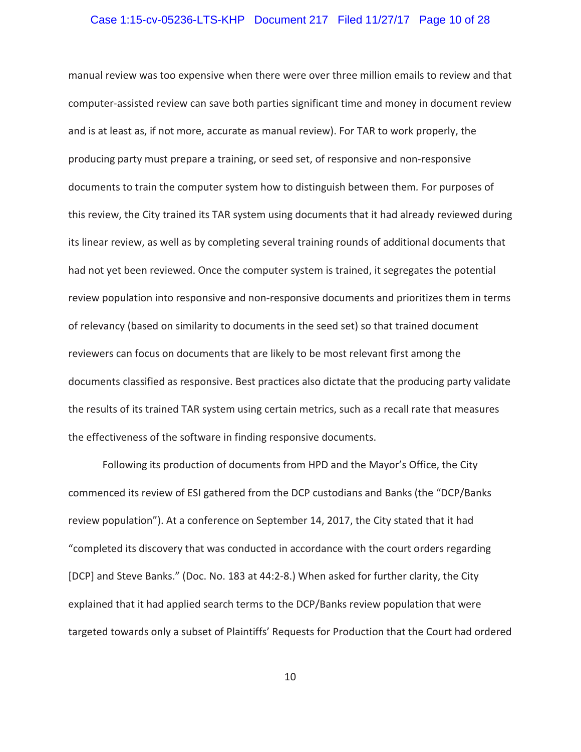manual review was too expensive when there were over three million emails to review and that computer-assisted review can save both parties significant time and money in document review and is at least as, if not more, accurate as manual review). For TAR to work properly, the producing party must prepare a training, or seed set, of responsive and non-responsive documents to train the computer system how to distinguish between them. For purposes of this review, the City trained its TAR system using documents that it had already reviewed during its linear review, as well as by completing several training rounds of additional documents that had not yet been reviewed. Once the computer system is trained, it segregates the potential review population into responsive and non-responsive documents and prioritizes them in terms of relevancy (based on similarity to documents in the seed set) so that trained document reviewers can focus on documents that are likely to be most relevant first among the documents classified as responsive. Best practices also dictate that the producing party validate the results of its trained TAR system using certain metrics, such as a recall rate that measures the effectiveness of the software in finding responsive documents.

Following its production of documents from HPD and the Mayor's Office, the City commenced its review of ESI gathered from the DCP custodians and Banks (the "DCP/Banks review population"). At a conference on September 14, 2017, the City stated that it had "completed its discovery that was conducted in accordance with the court orders regarding [DCP] and Steve Banks." (Doc. No. 183 at 44:2-8.) When asked for further clarity, the City explained that it had applied search terms to the DCP/Banks review population that were targeted towards only a subset of Plaintiffs' Requests for Production that the Court had ordered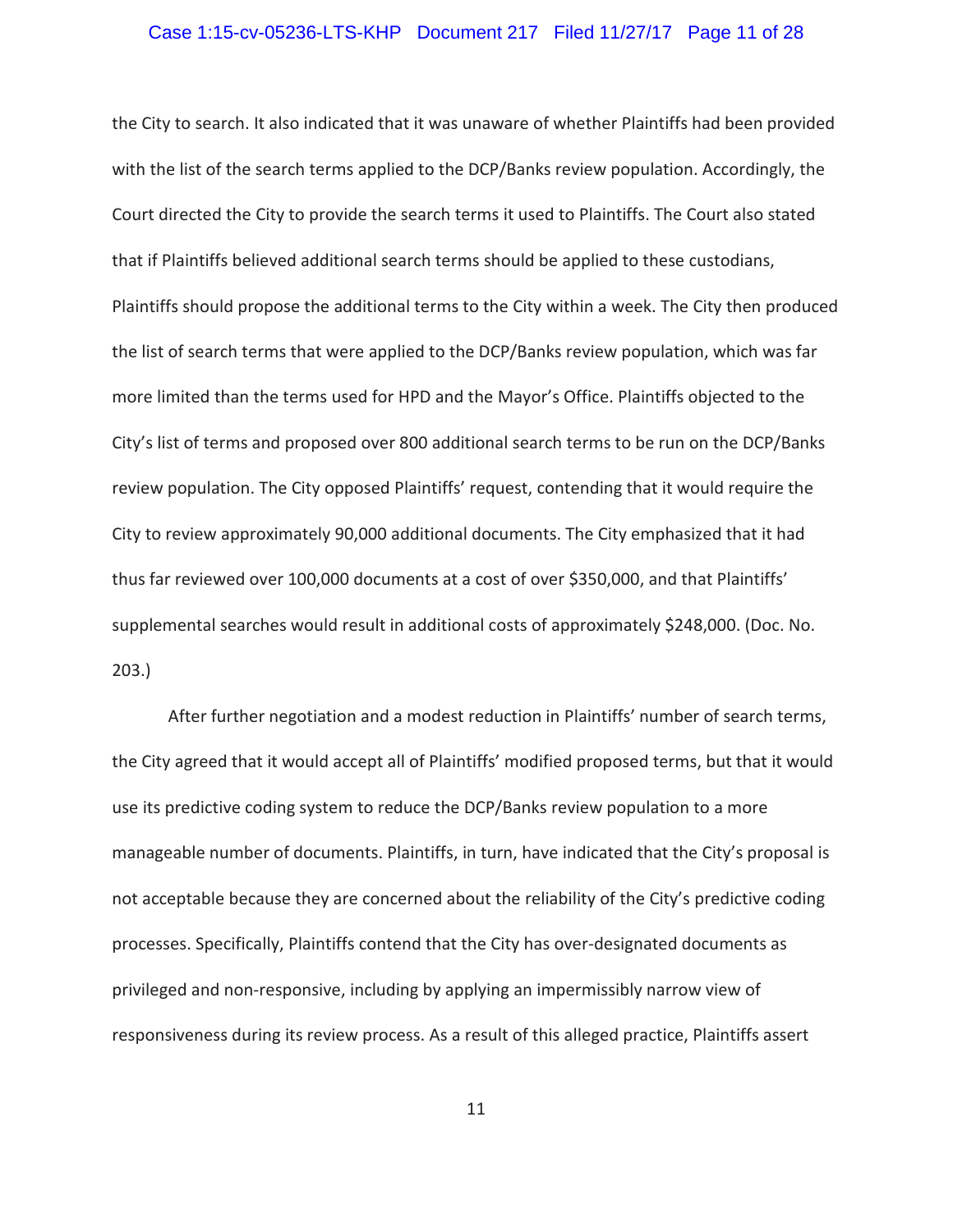the City to search. It also indicated that it was unaware of whether Plaintiffs had been provided with the list of the search terms applied to the DCP/Banks review population. Accordingly, the Court directed the City to provide the search terms it used to Plaintiffs. The Court also stated that if Plaintiffs believed additional search terms should be applied to these custodians, Plaintiffs should propose the additional terms to the City within a week. The City then produced the list of search terms that were applied to the DCP/Banks review population, which was far more limited than the terms used for HPD and the Mayor's Office. Plaintiffs objected to the City's list of terms and proposed over 800 additional search terms to be run on the DCP/Banks review population. The City opposed Plaintiffs' request, contending that it would require the City to review approximately 90,000 additional documents. The City emphasized that it had thus far reviewed over 100,000 documents at a cost of over $350,000, and that Plaintiffs' supplemental searches would result in additional costs of approximately $248,000. (Doc. No. 203.)

After further negotiation and a modest reduction in Plaintiffs' number of search terms, the City agreed that it would accept all of Plaintiffs' modified proposed terms, but that it would use its predictive coding system to reduce the DCP/Banks review population to a more manageable number of documents. Plaintiffs, in turn, have indicated that the City's proposal is not acceptable because they are concerned about the reliability of the City's predictive coding processes. Specifically, Plaintiffs contend that the City has over-designated documents as privileged and non-responsive, including by applying an impermissibly narrow view of responsiveness during its review process. As a result of this alleged practice, Plaintiffs assert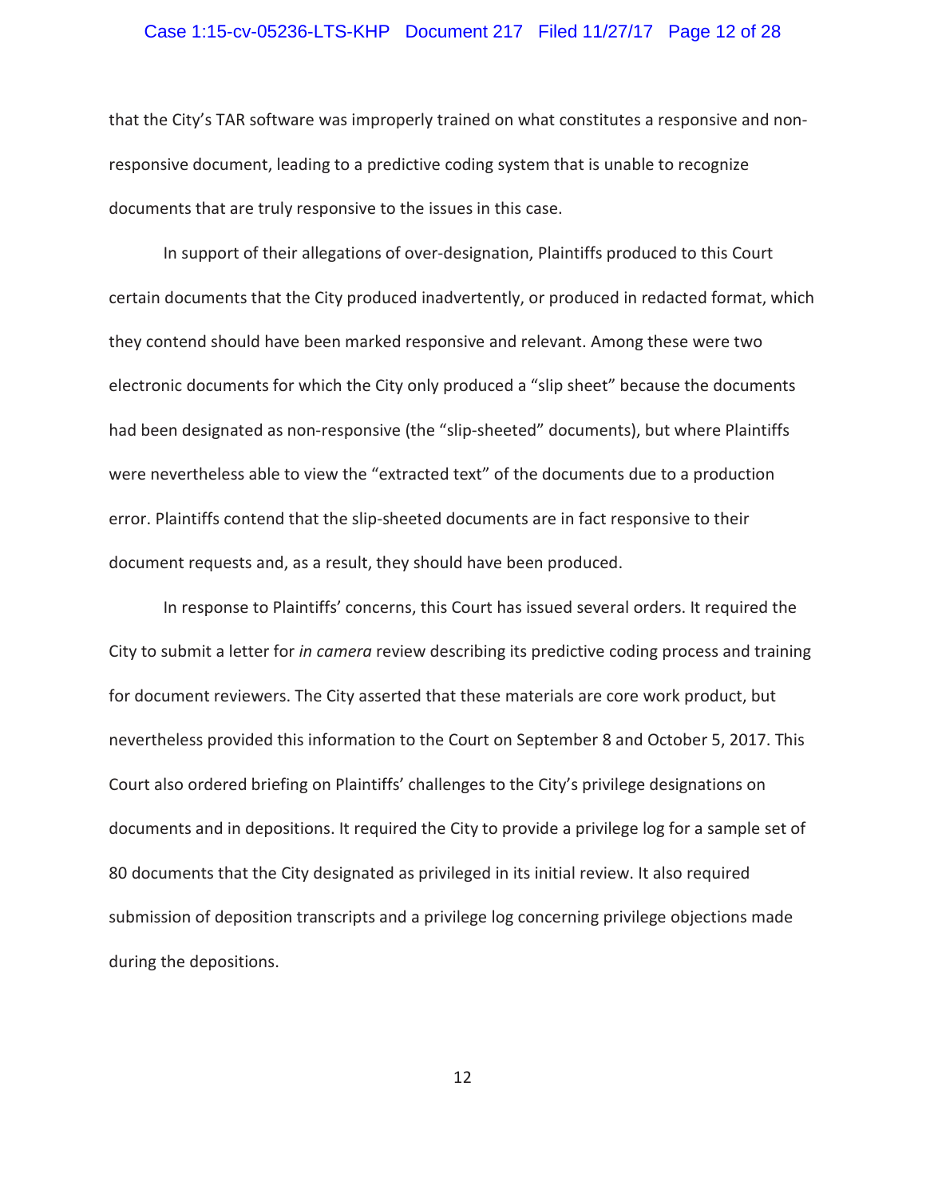that the City's TAR software was improperly trained on what constitutes a responsive and non-responsive document, leading to a predictive coding system that is unable to recognize documents that are truly responsive to the issues in this case.

In support of their allegations of over-designation, Plaintiffs produced to this Court certain documents that the City produced inadvertently, or produced in redacted format, which they contend should have been marked responsive and relevant. Among these were two electronic documents for which the City only produced a "slip sheet" because the documents had been designated as non-responsive (the "slip-sheeted" documents), but where Plaintiffs were nevertheless able to view the "extracted text" of the documents due to a production error. Plaintiffs contend that the slip-sheeted documents are in fact responsive to their document requests and, as a result, they should have been produced.

In response to Plaintiffs' concerns, this Court has issued several orders. It required the City to submit a letter for *in camera* review describing its predictive coding process and training for document reviewers. The City asserted that these materials are core work product, but nevertheless provided this information to the Court on September 8 and October 5, 2017. This Court also ordered briefing on Plaintiffs' challenges to the City's privilege designations on documents and in depositions. It required the City to provide a privilege log for a sample set of 80 documents that the City designated as privileged in its initial review. It also required submission of deposition transcripts and a privilege log concerning privilege objections made during the depositions.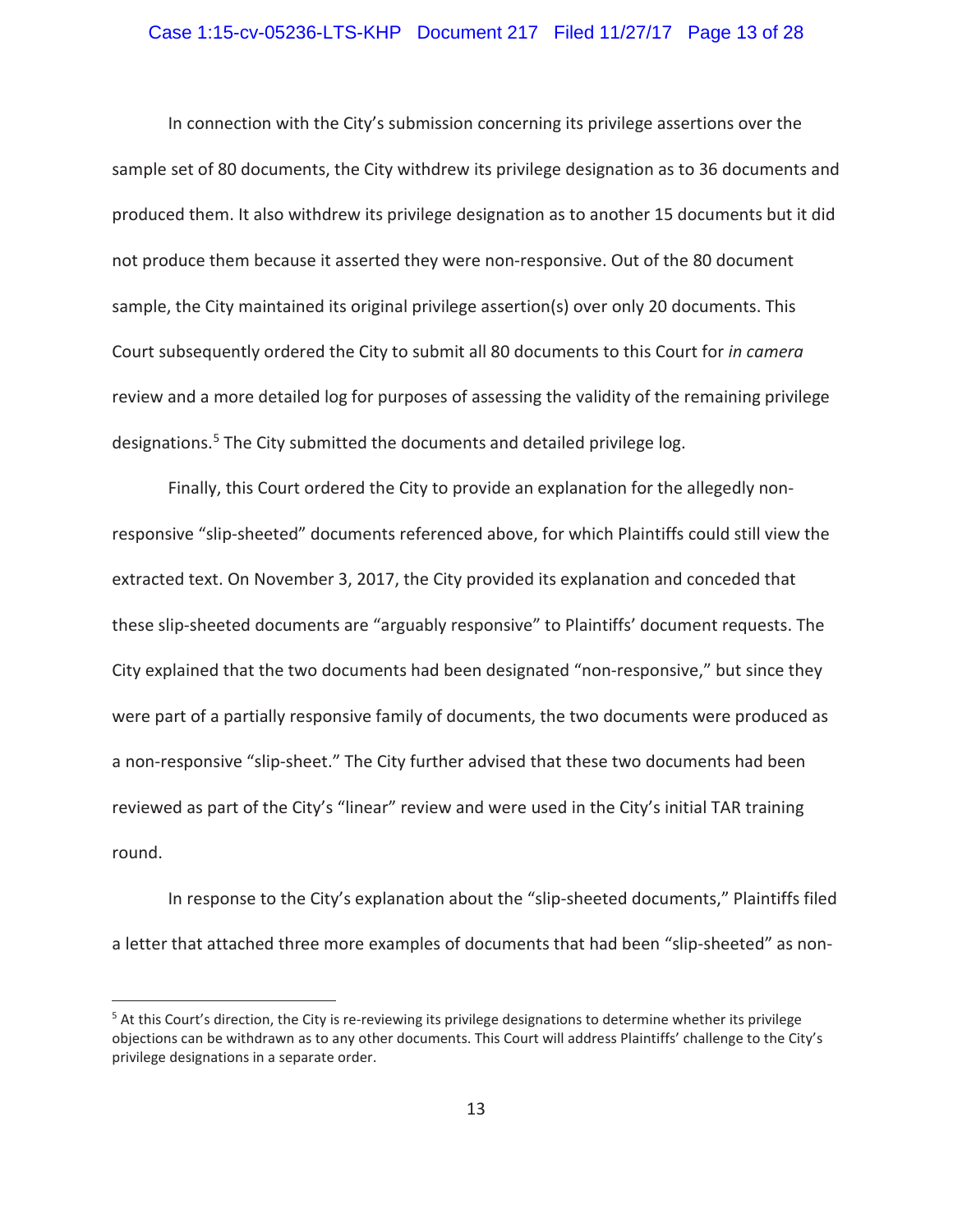In connection with the City's submission concerning its privilege assertions over the sample set of 80 documents, the City withdrew its privilege designation as to 36 documents and produced them. It also withdrew its privilege designation as to another 15 documents but it did not produce them because it asserted they were non-responsive. Out of the 80 document sample, the City maintained its original privilege assertion(s) over only 20 documents. This Court subsequently ordered the City to submit all 80 documents to this Court for *in camera* review and a more detailed log for purposes of assessing the validity of the remaining privilege designations.[5] The City submitted the documents and detailed privilege log.

Finally, this Court ordered the City to provide an explanation for the allegedly non-responsive "slip-sheeted" documents referenced above, for which Plaintiffs could still view the extracted text. On November 3, 2017, the City provided its explanation and conceded that these slip-sheeted documents are "arguably responsive" to Plaintiffs' document requests. The City explained that the two documents had been designated "non-responsive," but since they were part of a partially responsive family of documents, the two documents were produced as a non-responsive "slip-sheet." The City further advised that these two documents had been reviewed as part of the City's "linear" review and were used in the City's initial TAR training round.

In response to the City's explanation about the "slip-sheeted documents," Plaintiffs filed a letter that attached three more examples of documents that had been "slip-sheeted" as non-

[5] At this Court's direction, the City is re-reviewing its privilege designations to determine whether its privilege objections can be withdrawn as to any other documents. This Court will address Plaintiffs' challenge to the City's privilege designations in a separate order.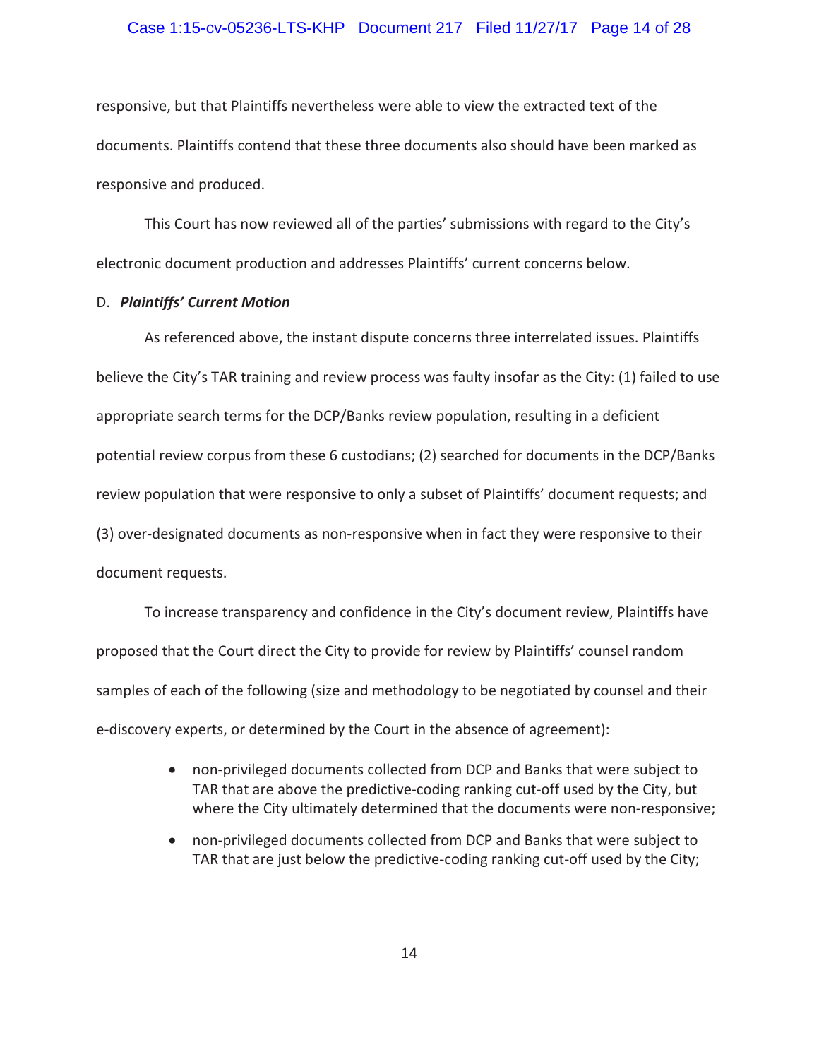responsive, but that Plaintiffs nevertheless were able to view the extracted text of the documents. Plaintiffs contend that these three documents also should have been marked as responsive and produced.

This Court has now reviewed all of the parties' submissions with regard to the City's electronic document production and addresses Plaintiffs' current concerns below.

D. ***Plaintiffs' Current Motion***

As referenced above, the instant dispute concerns three interrelated issues. Plaintiffs believe the City's TAR training and review process was faulty insofar as the City: (1) failed to use appropriate search terms for the DCP/Banks review population, resulting in a deficient potential review corpus from these 6 custodians; (2) searched for documents in the DCP/Banks review population that were responsive to only a subset of Plaintiffs' document requests; and (3) over-designated documents as non-responsive when in fact they were responsive to their document requests.

To increase transparency and confidence in the City's document review, Plaintiffs have proposed that the Court direct the City to provide for review by Plaintiffs' counsel random samples of each of the following (size and methodology to be negotiated by counsel and their e-discovery experts, or determined by the Court in the absence of agreement):

- non-privileged documents collected from DCP and Banks that were subject to TAR that are above the predictive-coding ranking cut-off used by the City, but where the City ultimately determined that the documents were non-responsive;
- non-privileged documents collected from DCP and Banks that were subject to TAR that are just below the predictive-coding ranking cut-off used by the City;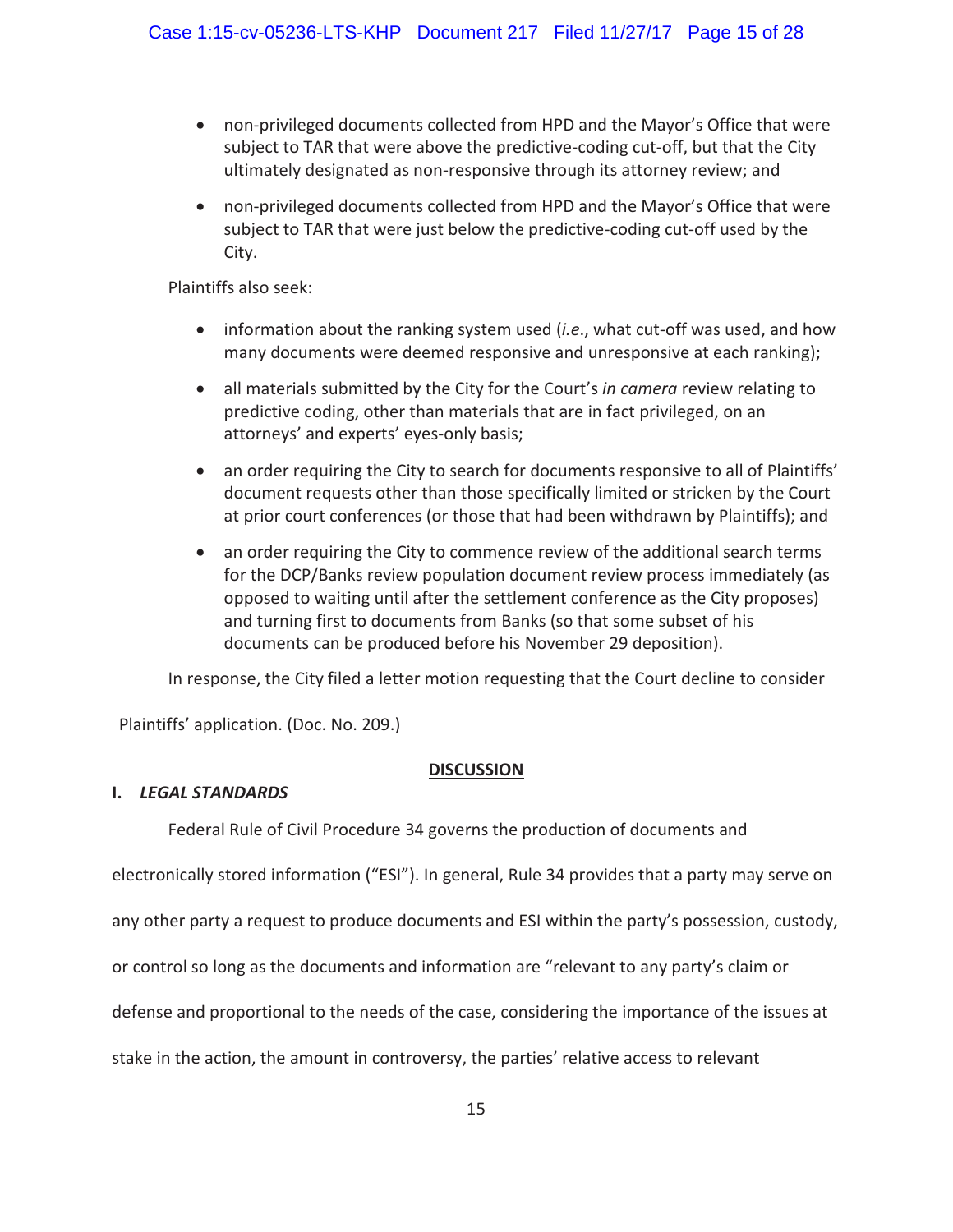- non-privileged documents collected from HPD and the Mayor's Office that were subject to TAR that were above the predictive-coding cut-off, but that the City ultimately designated as non-responsive through its attorney review; and
- non-privileged documents collected from HPD and the Mayor's Office that were subject to TAR that were just below the predictive-coding cut-off used by the City.

Plaintiffs also seek:

- information about the ranking system used (*i.e.*, what cut-off was used, and how many documents were deemed responsive and unresponsive at each ranking);
- all materials submitted by the City for the Court's *in camera* review relating to predictive coding, other than materials that are in fact privileged, on an attorneys' and experts' eyes-only basis;
- an order requiring the City to search for documents responsive to all of Plaintiffs' document requests other than those specifically limited or stricken by the Court at prior court conferences (or those that had been withdrawn by Plaintiffs); and
- an order requiring the City to commence review of the additional search terms for the DCP/Banks review population document review process immediately (as opposed to waiting until after the settlement conference as the City proposes) and turning first to documents from Banks (so that some subset of his documents can be produced before his November 29 deposition).

In response, the City filed a letter motion requesting that the Court decline to consider Plaintiffs' application. (Doc. No. 209.)

## DISCUSSION

### I. *LEGAL STANDARDS*

Federal Rule of Civil Procedure 34 governs the production of documents and electronically stored information ("ESI"). In general, Rule 34 provides that a party may serve on any other party a request to produce documents and ESI within the party's possession, custody, or control so long as the documents and information are "relevant to any party's claim or defense and proportional to the needs of the case, considering the importance of the issues at stake in the action, the amount in controversy, the parties' relative access to relevant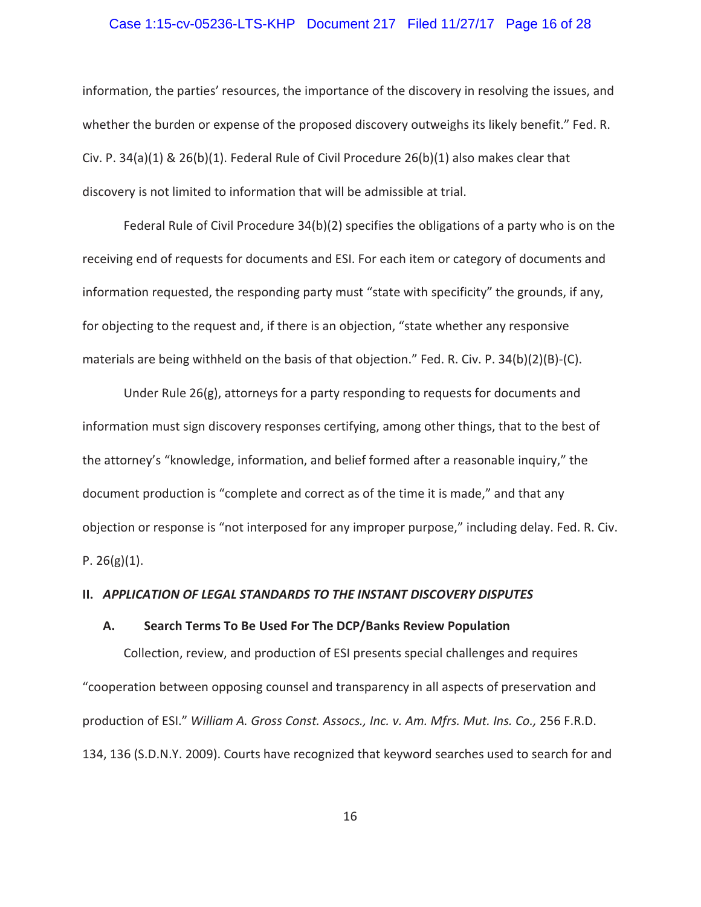information, the parties' resources, the importance of the discovery in resolving the issues, and whether the burden or expense of the proposed discovery outweighs its likely benefit." Fed. R. Civ. P. 34(a)(1) & 26(b)(1). Federal Rule of Civil Procedure 26(b)(1) also makes clear that discovery is not limited to information that will be admissible at trial.

Federal Rule of Civil Procedure 34(b)(2) specifies the obligations of a party who is on the receiving end of requests for documents and ESI. For each item or category of documents and information requested, the responding party must "state with specificity" the grounds, if any, for objecting to the request and, if there is an objection, "state whether any responsive materials are being withheld on the basis of that objection." Fed. R. Civ. P. 34(b)(2)(B)-(C).

Under Rule 26(g), attorneys for a party responding to requests for documents and information must sign discovery responses certifying, among other things, that to the best of the attorney's "knowledge, information, and belief formed after a reasonable inquiry," the document production is "complete and correct as of the time it is made," and that any objection or response is "not interposed for any improper purpose," including delay. Fed. R. Civ. P. 26(g)(1).

## II. *APPLICATION OF LEGAL STANDARDS TO THE INSTANT DISCOVERY DISPUTES*

### A. Search Terms To Be Used For The DCP/Banks Review Population

Collection, review, and production of ESI presents special challenges and requires "cooperation between opposing counsel and transparency in all aspects of preservation and production of ESI." *William A. Gross Const. Assocs., Inc. v. Am. Mfrs. Mut. Ins. Co.,* 256 F.R.D. 134, 136 (S.D.N.Y. 2009). Courts have recognized that keyword searches used to search for and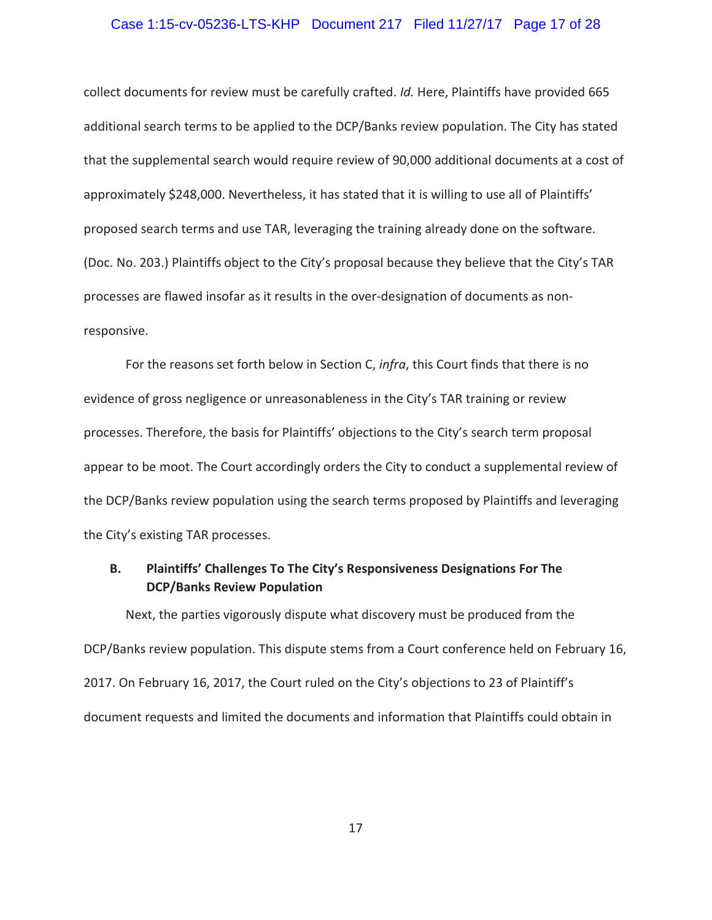collect documents for review must be carefully crafted. *Id.* Here, Plaintiffs have provided 665 additional search terms to be applied to the DCP/Banks review population. The City has stated that the supplemental search would require review of 90,000 additional documents at a cost of approximately $248,000. Nevertheless, it has stated that it is willing to use all of Plaintiffs' proposed search terms and use TAR, leveraging the training already done on the software. (Doc. No. 203.) Plaintiffs object to the City's proposal because they believe that the City's TAR processes are flawed insofar as it results in the over-designation of documents as non-responsive.

For the reasons set forth below in Section C, *infra*, this Court finds that there is no evidence of gross negligence or unreasonableness in the City's TAR training or review processes. Therefore, the basis for Plaintiffs' objections to the City's search term proposal appear to be moot. The Court accordingly orders the City to conduct a supplemental review of the DCP/Banks review population using the search terms proposed by Plaintiffs and leveraging the City's existing TAR processes.

### B. Plaintiffs' Challenges To The City's Responsiveness Designations For The DCP/Banks Review Population

Next, the parties vigorously dispute what discovery must be produced from the DCP/Banks review population. This dispute stems from a Court conference held on February 16, 2017. On February 16, 2017, the Court ruled on the City's objections to 23 of Plaintiff's document requests and limited the documents and information that Plaintiffs could obtain in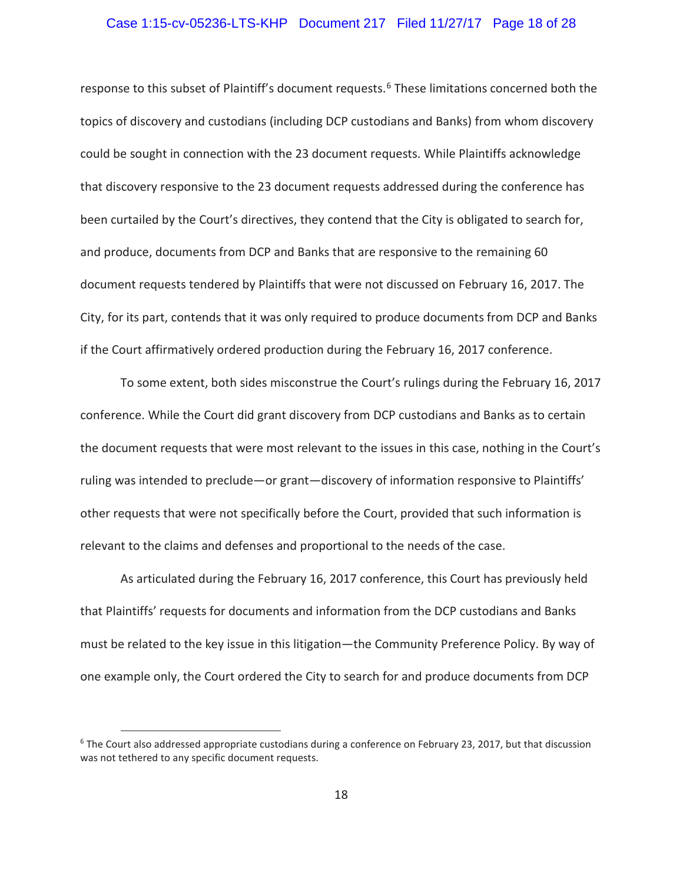response to this subset of Plaintiff's document requests.[6] These limitations concerned both the topics of discovery and custodians (including DCP custodians and Banks) from whom discovery could be sought in connection with the 23 document requests. While Plaintiffs acknowledge that discovery responsive to the 23 document requests addressed during the conference has been curtailed by the Court's directives, they contend that the City is obligated to search for, and produce, documents from DCP and Banks that are responsive to the remaining 60 document requests tendered by Plaintiffs that were not discussed on February 16, 2017. The City, for its part, contends that it was only required to produce documents from DCP and Banks if the Court affirmatively ordered production during the February 16, 2017 conference.

To some extent, both sides misconstrue the Court's rulings during the February 16, 2017 conference. While the Court did grant discovery from DCP custodians and Banks as to certain the document requests that were most relevant to the issues in this case, nothing in the Court's ruling was intended to preclude—or grant—discovery of information responsive to Plaintiffs' other requests that were not specifically before the Court, provided that such information is relevant to the claims and defenses and proportional to the needs of the case.

As articulated during the February 16, 2017 conference, this Court has previously held that Plaintiffs' requests for documents and information from the DCP custodians and Banks must be related to the key issue in this litigation—the Community Preference Policy. By way of one example only, the Court ordered the City to search for and produce documents from DCP

[6] The Court also addressed appropriate custodians during a conference on February 23, 2017, but that discussion was not tethered to any specific document requests.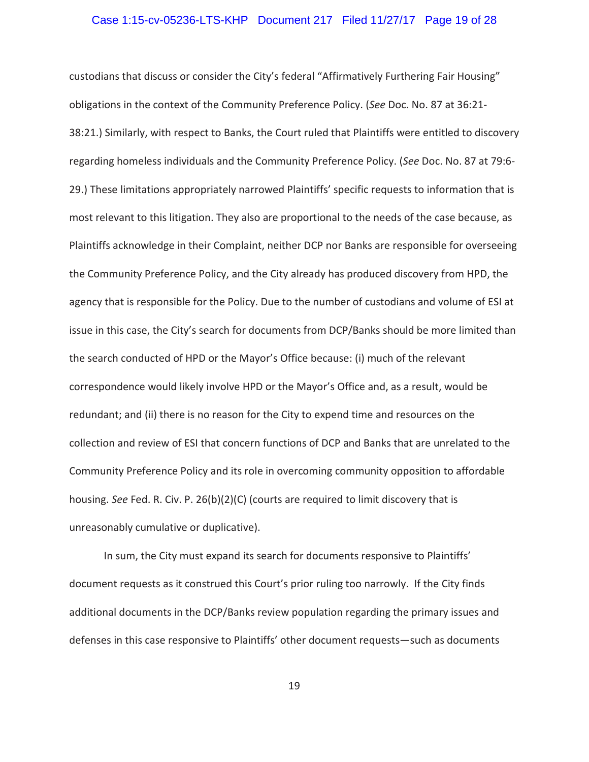custodians that discuss or consider the City's federal "Affirmatively Furthering Fair Housing" obligations in the context of the Community Preference Policy. (*See* Doc. No. 87 at 36:21-38:21.) Similarly, with respect to Banks, the Court ruled that Plaintiffs were entitled to discovery regarding homeless individuals and the Community Preference Policy. (*See* Doc. No. 87 at 79:6-29.) These limitations appropriately narrowed Plaintiffs' specific requests to information that is most relevant to this litigation. They also are proportional to the needs of the case because, as Plaintiffs acknowledge in their Complaint, neither DCP nor Banks are responsible for overseeing the Community Preference Policy, and the City already has produced discovery from HPD, the agency that is responsible for the Policy. Due to the number of custodians and volume of ESI at issue in this case, the City's search for documents from DCP/Banks should be more limited than the search conducted of HPD or the Mayor's Office because: (i) much of the relevant correspondence would likely involve HPD or the Mayor's Office and, as a result, would be redundant; and (ii) there is no reason for the City to expend time and resources on the collection and review of ESI that concern functions of DCP and Banks that are unrelated to the Community Preference Policy and its role in overcoming community opposition to affordable housing. *See* Fed. R. Civ. P. 26(b)(2)(C) (courts are required to limit discovery that is unreasonably cumulative or duplicative).

In sum, the City must expand its search for documents responsive to Plaintiffs' document requests as it construed this Court's prior ruling too narrowly. If the City finds additional documents in the DCP/Banks review population regarding the primary issues and defenses in this case responsive to Plaintiffs' other document requests—such as documents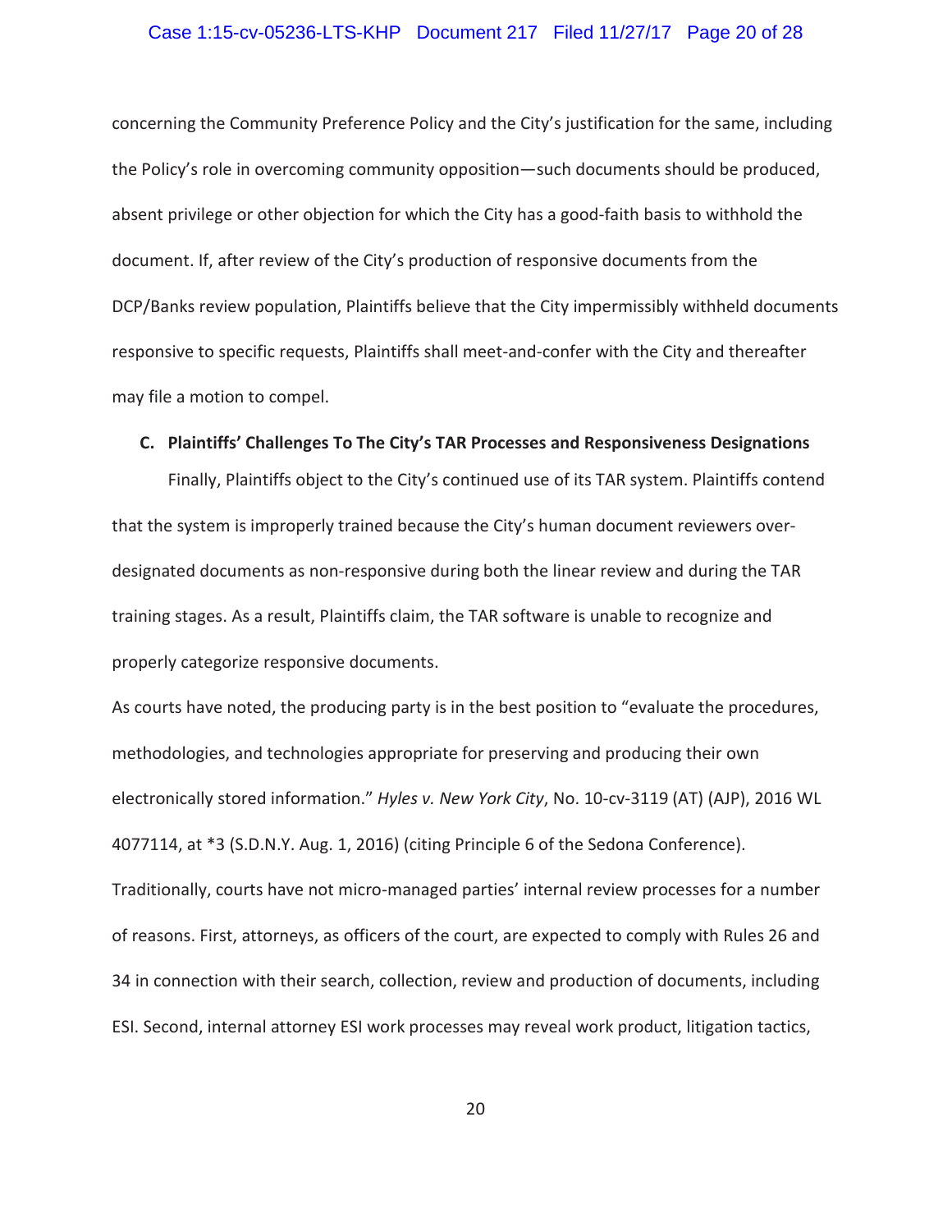concerning the Community Preference Policy and the City's justification for the same, including the Policy's role in overcoming community opposition—such documents should be produced, absent privilege or other objection for which the City has a good-faith basis to withhold the document. If, after review of the City's production of responsive documents from the DCP/Banks review population, Plaintiffs believe that the City impermissibly withheld documents responsive to specific requests, Plaintiffs shall meet-and-confer with the City and thereafter may file a motion to compel.

### C. Plaintiffs' Challenges To The City's TAR Processes and Responsiveness Designations

Finally, Plaintiffs object to the City's continued use of its TAR system. Plaintiffs contend that the system is improperly trained because the City's human document reviewers over-designated documents as non-responsive during both the linear review and during the TAR training stages. As a result, Plaintiffs claim, the TAR software is unable to recognize and properly categorize responsive documents.

As courts have noted, the producing party is in the best position to "evaluate the procedures, methodologies, and technologies appropriate for preserving and producing their own electronically stored information." *Hyles v. New York City*, No. 10-cv-3119 (AT) (AJP), 2016 WL 4077114, at *3 (S.D.N.Y. Aug. 1, 2016) (citing Principle 6 of the Sedona Conference). Traditionally, courts have not micro-managed parties' internal review processes for a number of reasons. First, attorneys, as officers of the court, are expected to comply with Rules 26 and 34 in connection with their search, collection, review and production of documents, including ESI. Second, internal attorney ESI work processes may reveal work product, litigation tactics,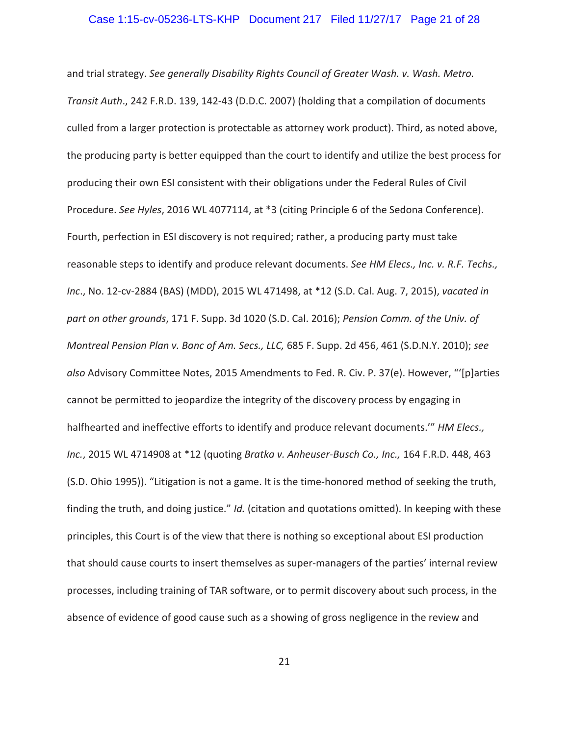and trial strategy. *See generally Disability Rights Council of Greater Wash. v. Wash. Metro. Transit Auth*., 242 F.R.D. 139, 142-43 (D.D.C. 2007) (holding that a compilation of documents culled from a larger protection is protectable as attorney work product). Third, as noted above, the producing party is better equipped than the court to identify and utilize the best process for producing their own ESI consistent with their obligations under the Federal Rules of Civil Procedure. *See Hyles*, 2016 WL 4077114, at *3 (citing Principle 6 of the Sedona Conference). Fourth, perfection in ESI discovery is not required; rather, a producing party must take reasonable steps to identify and produce relevant documents. *See HM Elecs., Inc. v. R.F. Techs., Inc*., No. 12-cv-2884 (BAS) (MDD), 2015 WL 471498, at *12 (S.D. Cal. Aug. 7, 2015), *vacated in part on other grounds*, 171 F. Supp. 3d 1020 (S.D. Cal. 2016); *Pension Comm. of the Univ. of Montreal Pension Plan v. Banc of Am. Secs., LLC,* 685 F. Supp. 2d 456, 461 (S.D.N.Y. 2010); *see also* Advisory Committee Notes, 2015 Amendments to Fed. R. Civ. P. 37(e). However, "'[p]arties cannot be permitted to jeopardize the integrity of the discovery process by engaging in halfhearted and ineffective efforts to identify and produce relevant documents.'" *HM Elecs., Inc.*, 2015 WL 4714908 at *12 (quoting *Bratka v. Anheuser-Busch Co., Inc.,* 164 F.R.D. 448, 463 (S.D. Ohio 1995)). "Litigation is not a game. It is the time-honored method of seeking the truth, finding the truth, and doing justice." *Id.* (citation and quotations omitted). In keeping with these principles, this Court is of the view that there is nothing so exceptional about ESI production that should cause courts to insert themselves as super-managers of the parties' internal review processes, including training of TAR software, or to permit discovery about such process, in the absence of evidence of good cause such as a showing of gross negligence in the review and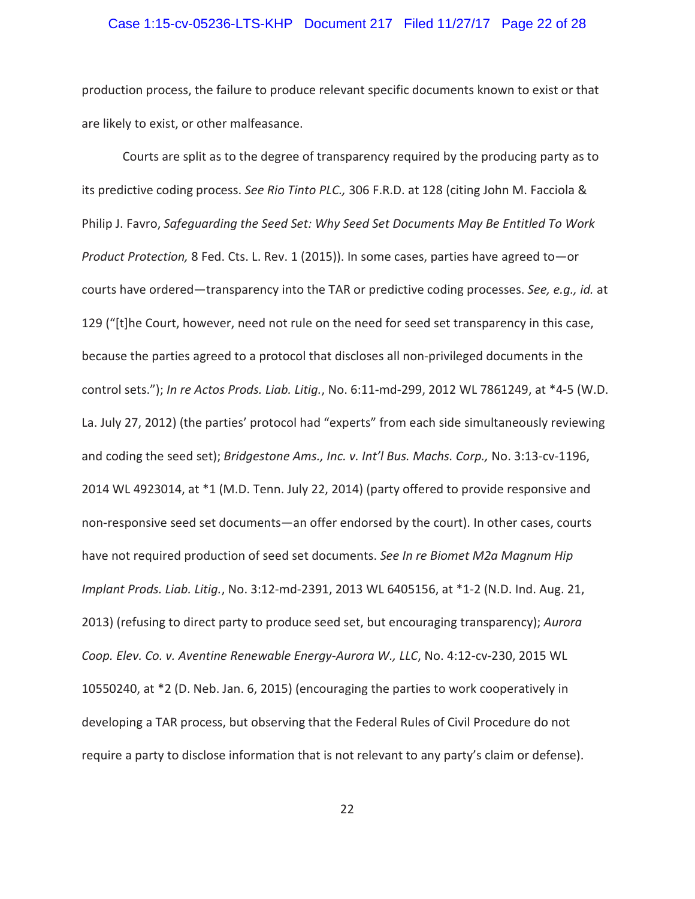production process, the failure to produce relevant specific documents known to exist or that are likely to exist, or other malfeasance.

Courts are split as to the degree of transparency required by the producing party as to its predictive coding process. *See Rio Tinto PLC.,* 306 F.R.D. at 128 (citing John M. Facciola & Philip J. Favro, *Safeguarding the Seed Set: Why Seed Set Documents May Be Entitled To Work Product Protection,* 8 Fed. Cts. L. Rev. 1 (2015)). In some cases, parties have agreed to—or courts have ordered—transparency into the TAR or predictive coding processes. *See, e.g., id.* at 129 ("[t]he Court, however, need not rule on the need for seed set transparency in this case, because the parties agreed to a protocol that discloses all non-privileged documents in the control sets."); *In re Actos Prods. Liab. Litig.*, No. 6:11-md-299, 2012 WL 7861249, at *4-5 (W.D. La. July 27, 2012) (the parties' protocol had "experts" from each side simultaneously reviewing and coding the seed set); *Bridgestone Ams., Inc. v. Int'l Bus. Machs. Corp.,* No. 3:13-cv-1196, 2014 WL 4923014, at *1 (M.D. Tenn. July 22, 2014) (party offered to provide responsive and non-responsive seed set documents—an offer endorsed by the court). In other cases, courts have not required production of seed set documents. *See In re Biomet M2a Magnum Hip Implant Prods. Liab. Litig.*, No. 3:12-md-2391, 2013 WL 6405156, at *1-2 (N.D. Ind. Aug. 21, 2013) (refusing to direct party to produce seed set, but encouraging transparency); *Aurora Coop. Elev. Co. v. Aventine Renewable Energy-Aurora W., LLC*, No. 4:12-cv-230, 2015 WL 10550240, at *2 (D. Neb. Jan. 6, 2015) (encouraging the parties to work cooperatively in developing a TAR process, but observing that the Federal Rules of Civil Procedure do not require a party to disclose information that is not relevant to any party's claim or defense).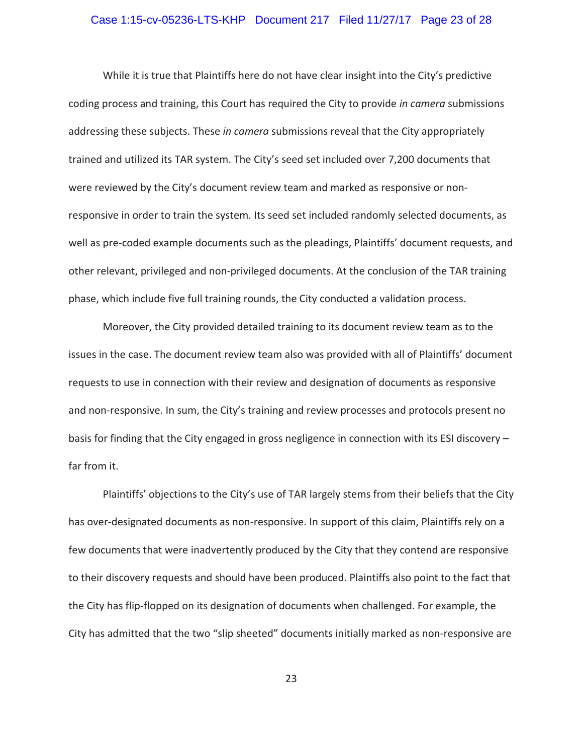While it is true that Plaintiffs here do not have clear insight into the City's predictive coding process and training, this Court has required the City to provide *in camera* submissions addressing these subjects. These *in camera* submissions reveal that the City appropriately trained and utilized its TAR system. The City's seed set included over 7,200 documents that were reviewed by the City's document review team and marked as responsive or non-responsive in order to train the system. Its seed set included randomly selected documents, as well as pre-coded example documents such as the pleadings, Plaintiffs' document requests, and other relevant, privileged and non-privileged documents. At the conclusion of the TAR training phase, which include five full training rounds, the City conducted a validation process.

Moreover, the City provided detailed training to its document review team as to the issues in the case. The document review team also was provided with all of Plaintiffs' document requests to use in connection with their review and designation of documents as responsive and non-responsive. In sum, the City's training and review processes and protocols present no basis for finding that the City engaged in gross negligence in connection with its ESI discovery – far from it.

Plaintiffs' objections to the City's use of TAR largely stems from their beliefs that the City has over-designated documents as non-responsive. In support of this claim, Plaintiffs rely on a few documents that were inadvertently produced by the City that they contend are responsive to their discovery requests and should have been produced. Plaintiffs also point to the fact that the City has flip-flopped on its designation of documents when challenged. For example, the City has admitted that the two "slip sheeted" documents initially marked as non-responsive are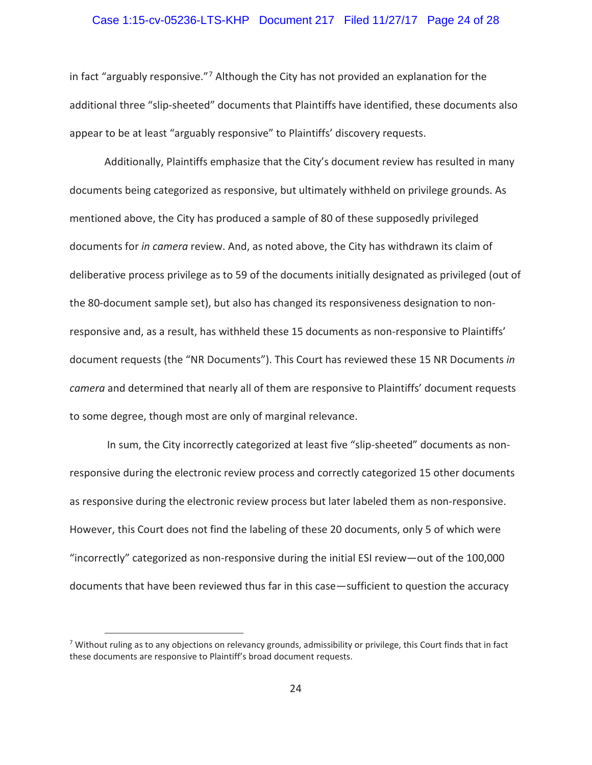in fact "arguably responsive."[7] Although the City has not provided an explanation for the additional three "slip-sheeted" documents that Plaintiffs have identified, these documents also appear to be at least "arguably responsive" to Plaintiffs' discovery requests.

Additionally, Plaintiffs emphasize that the City's document review has resulted in many documents being categorized as responsive, but ultimately withheld on privilege grounds. As mentioned above, the City has produced a sample of 80 of these supposedly privileged documents for *in camera* review. And, as noted above, the City has withdrawn its claim of deliberative process privilege as to 59 of the documents initially designated as privileged (out of the 80-document sample set), but also has changed its responsiveness designation to non-responsive and, as a result, has withheld these 15 documents as non-responsive to Plaintiffs' document requests (the "NR Documents"). This Court has reviewed these 15 NR Documents *in camera* and determined that nearly all of them are responsive to Plaintiffs' document requests to some degree, though most are only of marginal relevance.

In sum, the City incorrectly categorized at least five "slip-sheeted" documents as non-responsive during the electronic review process and correctly categorized 15 other documents as responsive during the electronic review process but later labeled them as non-responsive. However, this Court does not find the labeling of these 20 documents, only 5 of which were "incorrectly" categorized as non-responsive during the initial ESI review—out of the 100,000 documents that have been reviewed thus far in this case—sufficient to question the accuracy

---

[7] Without ruling as to any objections on relevancy grounds, admissibility or privilege, this Court finds that in fact these documents are responsive to Plaintiff's broad document requests.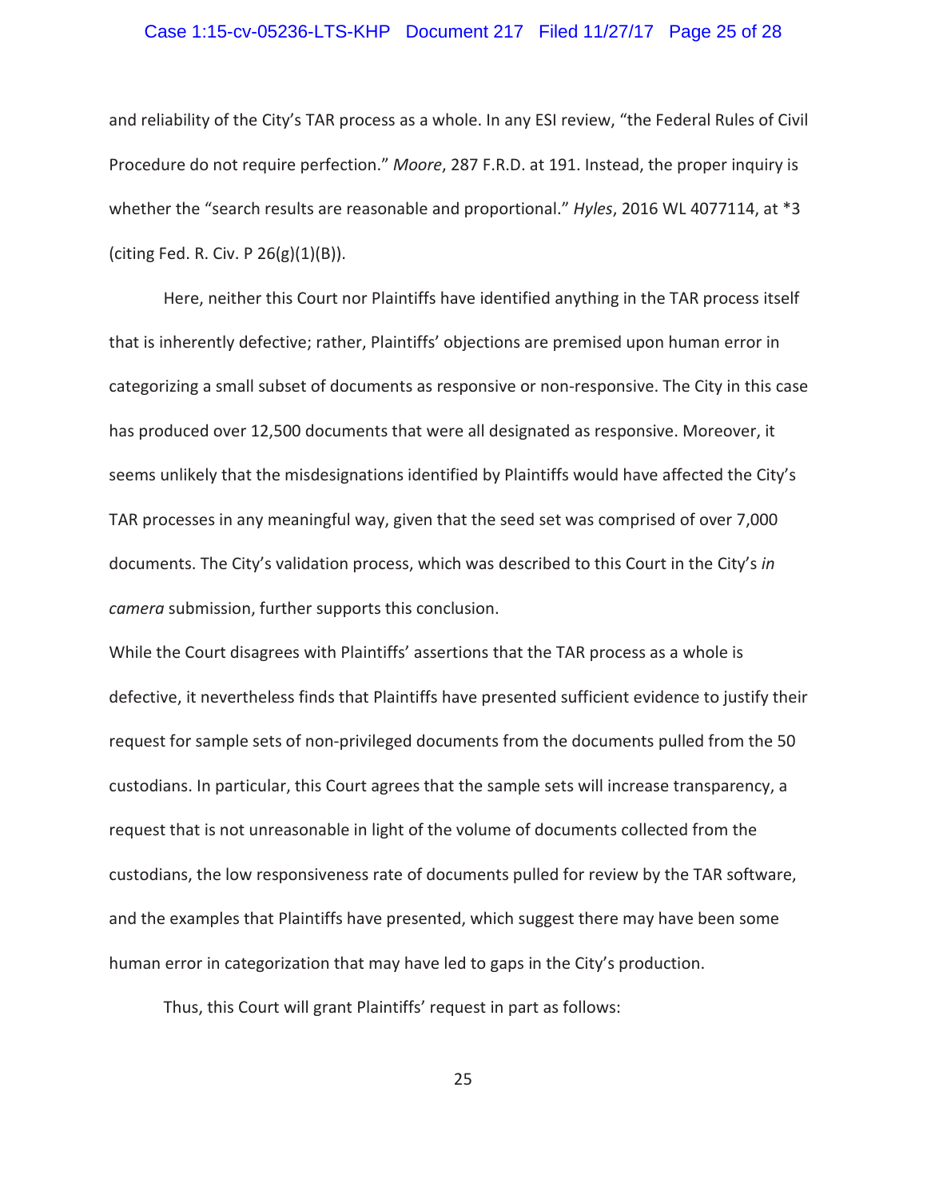and reliability of the City's TAR process as a whole. In any ESI review, "the Federal Rules of Civil Procedure do not require perfection." *Moore*, 287 F.R.D. at 191. Instead, the proper inquiry is whether the "search results are reasonable and proportional." *Hyles*, 2016 WL 4077114, at *3 (citing Fed. R. Civ. P 26(g)(1)(B)).

Here, neither this Court nor Plaintiffs have identified anything in the TAR process itself that is inherently defective; rather, Plaintiffs' objections are premised upon human error in categorizing a small subset of documents as responsive or non-responsive. The City in this case has produced over 12,500 documents that were all designated as responsive. Moreover, it seems unlikely that the misdesignations identified by Plaintiffs would have affected the City's TAR processes in any meaningful way, given that the seed set was comprised of over 7,000 documents. The City's validation process, which was described to this Court in the City's *in camera* submission, further supports this conclusion.

While the Court disagrees with Plaintiffs' assertions that the TAR process as a whole is defective, it nevertheless finds that Plaintiffs have presented sufficient evidence to justify their request for sample sets of non-privileged documents from the documents pulled from the 50 custodians. In particular, this Court agrees that the sample sets will increase transparency, a request that is not unreasonable in light of the volume of documents collected from the custodians, the low responsiveness rate of documents pulled for review by the TAR software, and the examples that Plaintiffs have presented, which suggest there may have been some human error in categorization that may have led to gaps in the City's production.

Thus, this Court will grant Plaintiffs' request in part as follows: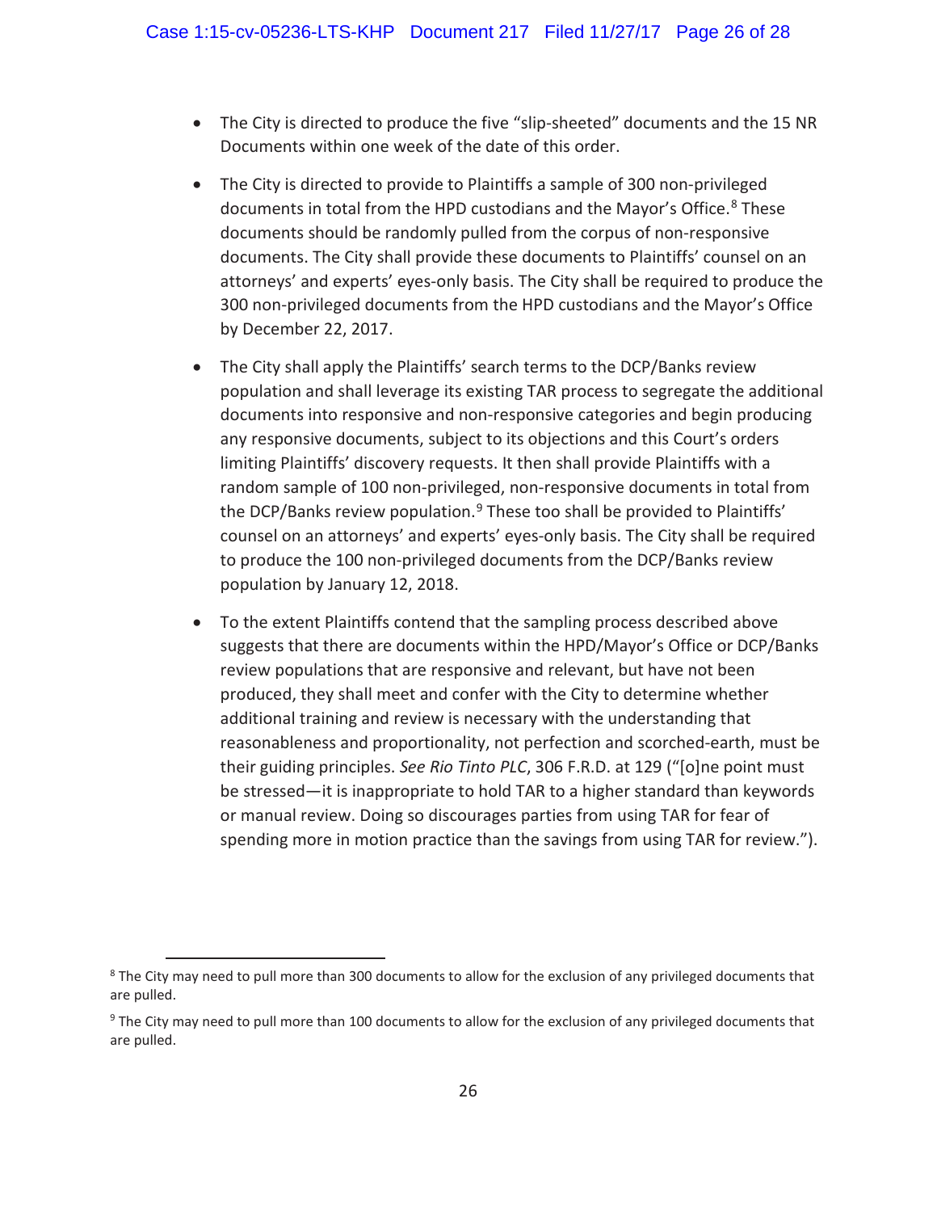- The City is directed to produce the five "slip-sheeted" documents and the 15 NR Documents within one week of the date of this order.

- The City is directed to provide to Plaintiffs a sample of 300 non-privileged documents in total from the HPD custodians and the Mayor's Office.[8] These documents should be randomly pulled from the corpus of non-responsive documents. The City shall provide these documents to Plaintiffs' counsel on an attorneys' and experts' eyes-only basis. The City shall be required to produce the 300 non-privileged documents from the HPD custodians and the Mayor's Office by December 22, 2017.

- The City shall apply the Plaintiffs' search terms to the DCP/Banks review population and shall leverage its existing TAR process to segregate the additional documents into responsive and non-responsive categories and begin producing any responsive documents, subject to its objections and this Court's orders limiting Plaintiffs' discovery requests. It then shall provide Plaintiffs with a random sample of 100 non-privileged, non-responsive documents in total from the DCP/Banks review population.[9] These too shall be provided to Plaintiffs' counsel on an attorneys' and experts' eyes-only basis. The City shall be required to produce the 100 non-privileged documents from the DCP/Banks review population by January 12, 2018.

- To the extent Plaintiffs contend that the sampling process described above suggests that there are documents within the HPD/Mayor's Office or DCP/Banks review populations that are responsive and relevant, but have not been produced, they shall meet and confer with the City to determine whether additional training and review is necessary with the understanding that reasonableness and proportionality, not perfection and scorched-earth, must be their guiding principles. *See Rio Tinto PLC*, 306 F.R.D. at 129 ("[o]ne point must be stressed—it is inappropriate to hold TAR to a higher standard than keywords or manual review. Doing so discourages parties from using TAR for fear of spending more in motion practice than the savings from using TAR for review.").

---

[8] The City may need to pull more than 300 documents to allow for the exclusion of any privileged documents that are pulled.

[9] The City may need to pull more than 100 documents to allow for the exclusion of any privileged documents that are pulled.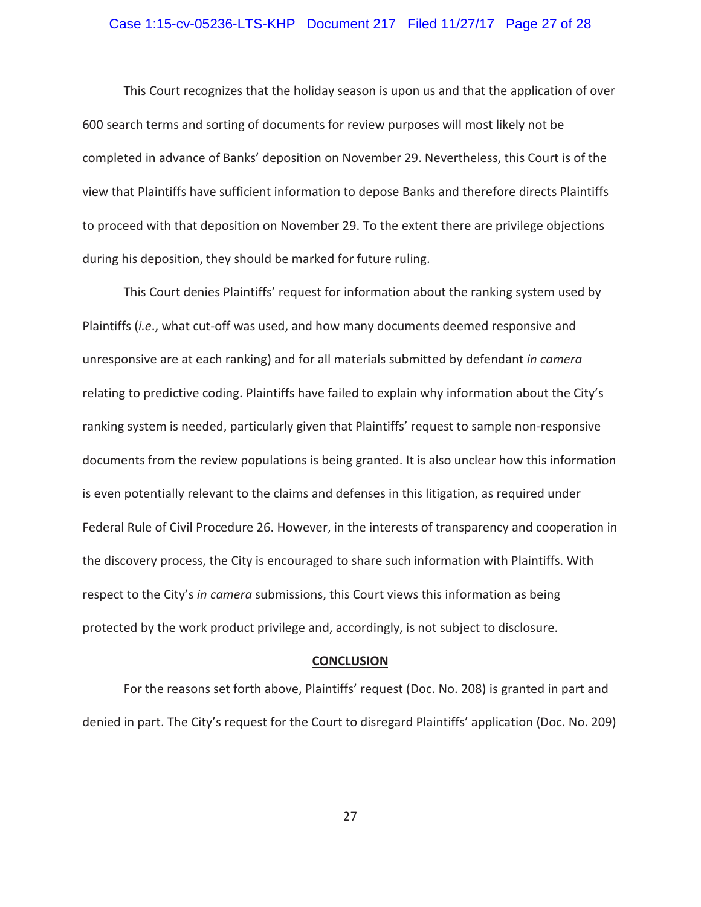This Court recognizes that the holiday season is upon us and that the application of over 600 search terms and sorting of documents for review purposes will most likely not be completed in advance of Banks' deposition on November 29. Nevertheless, this Court is of the view that Plaintiffs have sufficient information to depose Banks and therefore directs Plaintiffs to proceed with that deposition on November 29. To the extent there are privilege objections during his deposition, they should be marked for future ruling.

This Court denies Plaintiffs' request for information about the ranking system used by Plaintiffs (*i.e*., what cut-off was used, and how many documents deemed responsive and unresponsive are at each ranking) and for all materials submitted by defendant *in camera* relating to predictive coding. Plaintiffs have failed to explain why information about the City's ranking system is needed, particularly given that Plaintiffs' request to sample non-responsive documents from the review populations is being granted. It is also unclear how this information is even potentially relevant to the claims and defenses in this litigation, as required under Federal Rule of Civil Procedure 26. However, in the interests of transparency and cooperation in the discovery process, the City is encouraged to share such information with Plaintiffs. With respect to the City's *in camera* submissions, this Court views this information as being protected by the work product privilege and, accordingly, is not subject to disclosure.

## CONCLUSION

For the reasons set forth above, Plaintiffs' request (Doc. No. 208) is granted in part and denied in part. The City's request for the Court to disregard Plaintiffs' application (Doc. No. 209)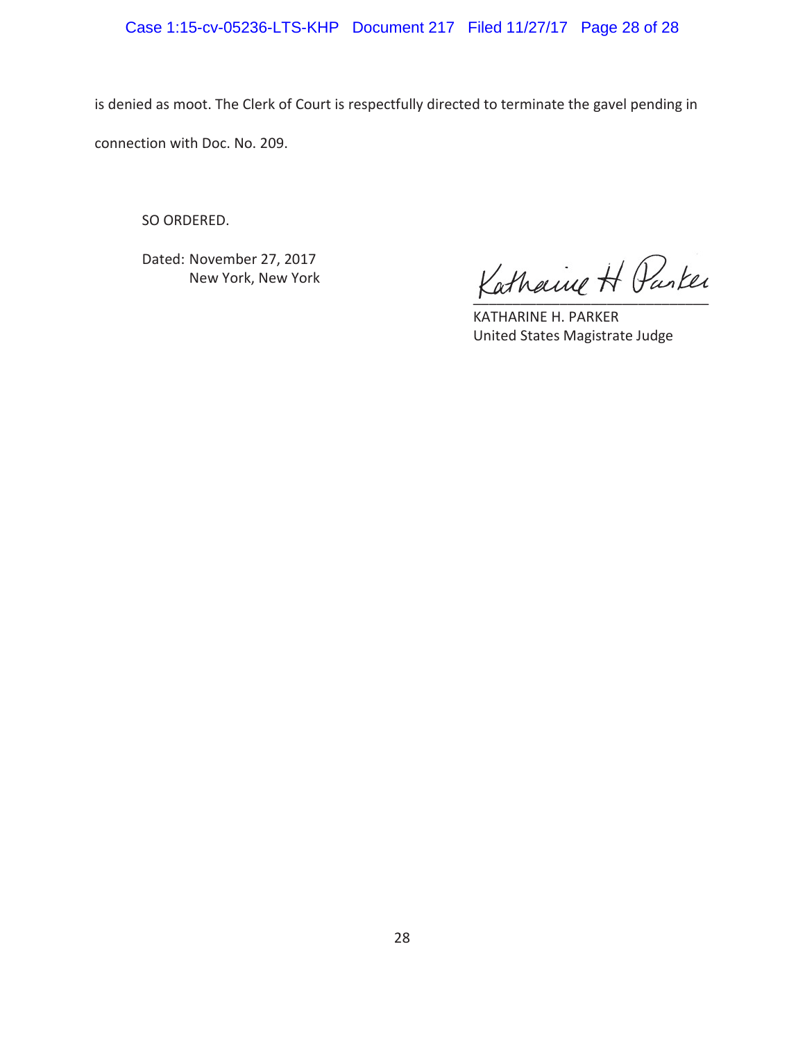is denied as moot. The Clerk of Court is respectfully directed to terminate the gavel pending in connection with Doc. No. 209.

SO ORDERED.

Dated: November 27, 2017
New York, New York

Katharine H Parker

KATHARINE H. PARKER
United States Magistrate Judge